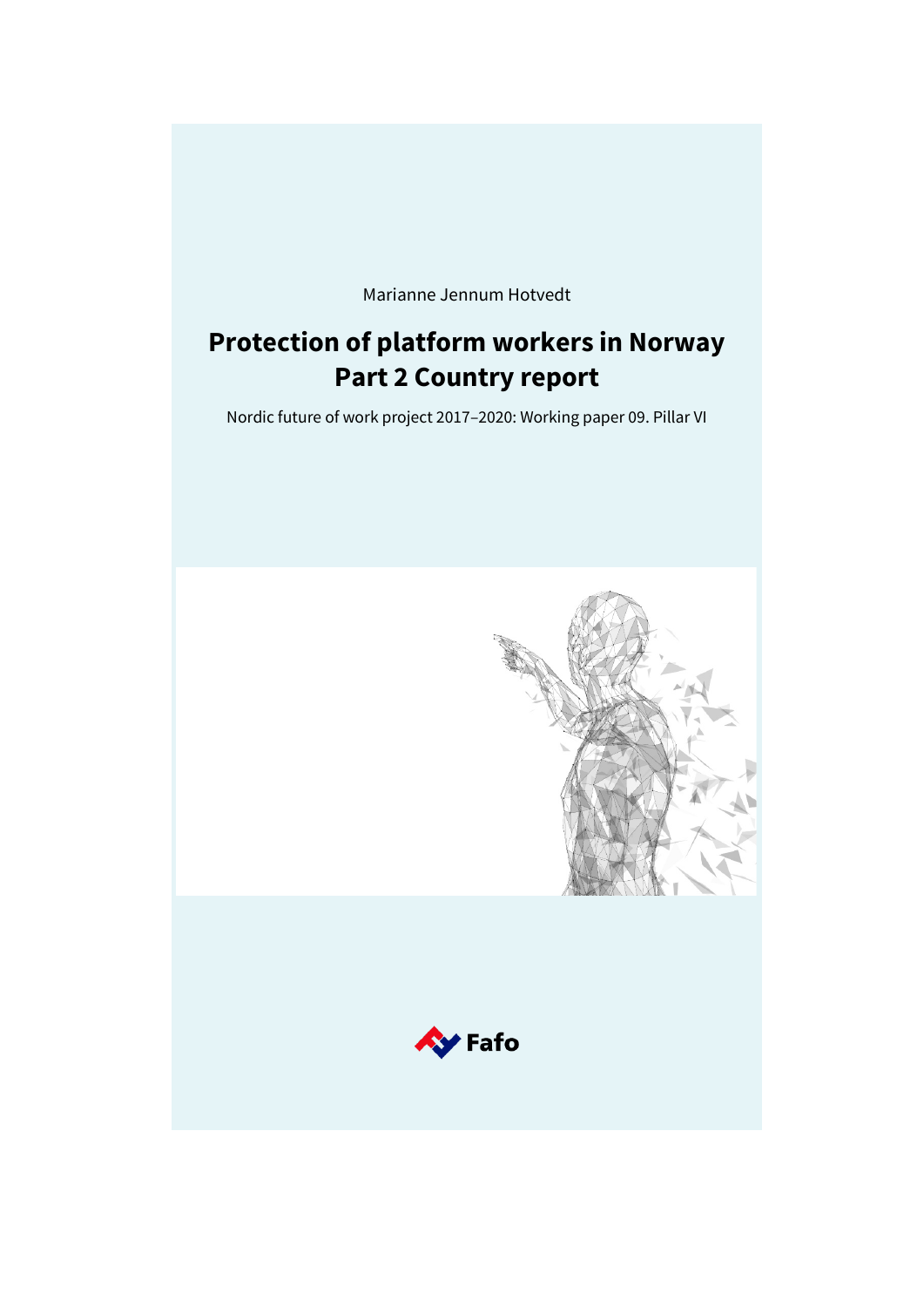Marianne Jennum Hotvedt

# Protection of platform workers in Norway
# Part 2 Country report

Nordic future of work project 2017–2020: Working paper 09. Pillar VI

Fafo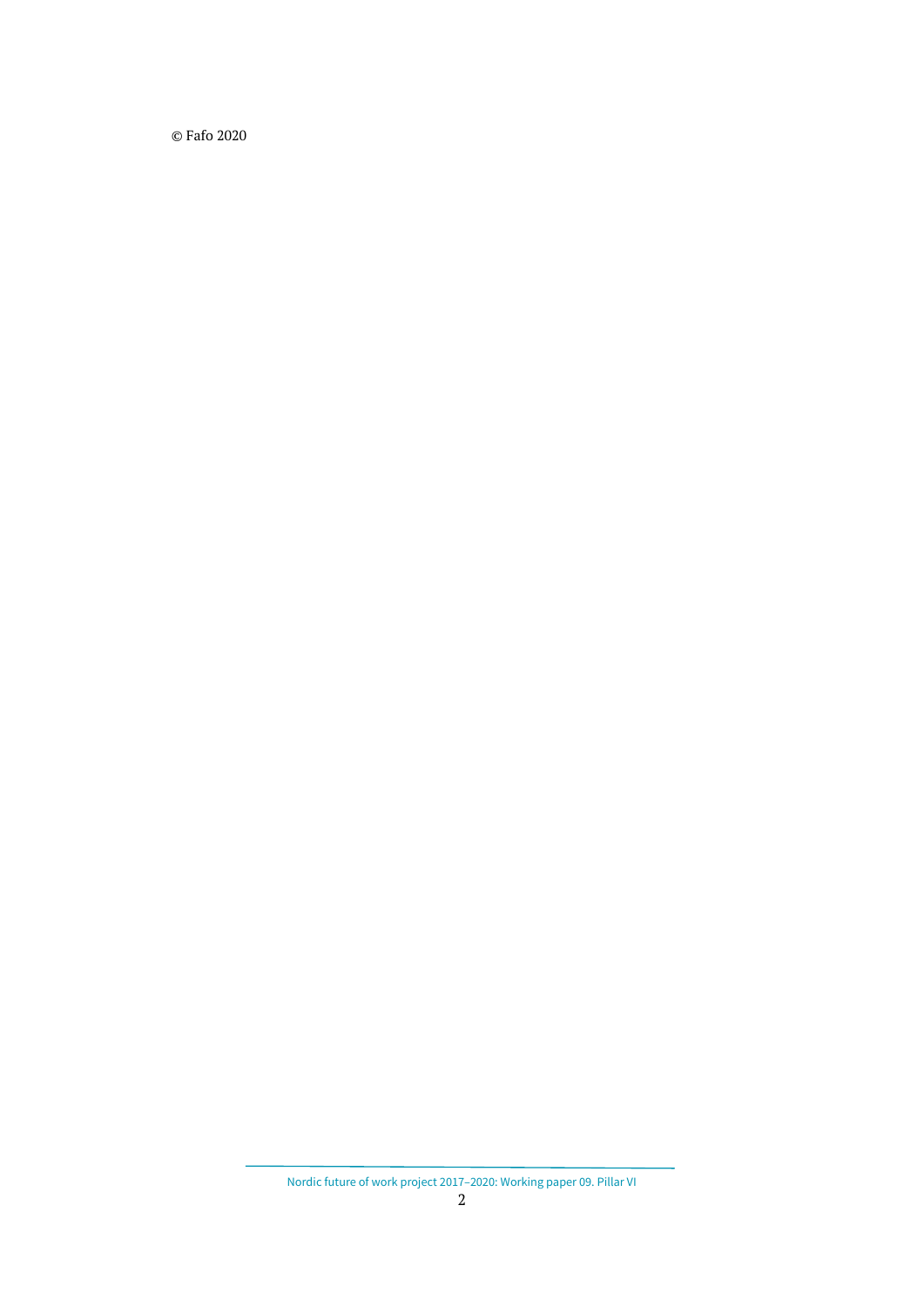© Fafo 2020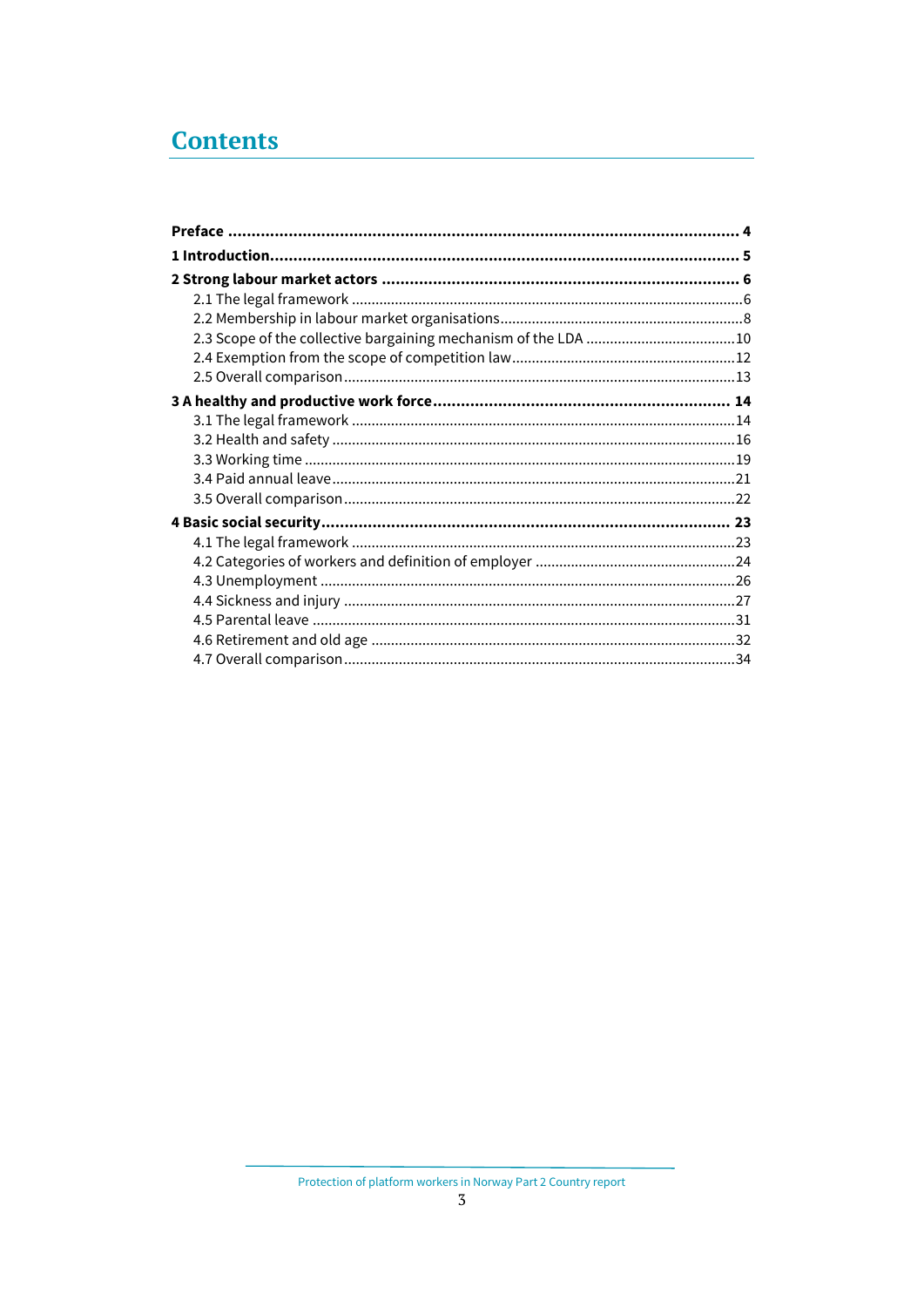# Contents

**Preface** ........................................................................................................ **4**

**1 Introduction** ..................................................................................................... **5**

**2 Strong labour market actors** ........................................................................... **6**

- 2.1 The legal framework ........................................................................................ 6
- 2.2 Membership in labour market organisations .................................................. 8
- 2.3 Scope of the collective bargaining mechanism of the LDA ............................ 10
- 2.4 Exemption from the scope of competition law ............................................... 12
- 2.5 Overall comparison ......................................................................................... 13

**3 A healthy and productive work force** .............................................................. **14**

- 3.1 The legal framework ........................................................................................ 14
- 3.2 Health and safety ............................................................................................. 16
- 3.3 Working time ................................................................................................... 19
- 3.4 Paid annual leave ............................................................................................ 21
- 3.5 Overall comparison ......................................................................................... 22

**4 Basic social security** ........................................................................................ **23**

- 4.1 The legal framework ........................................................................................ 23
- 4.2 Categories of workers and definition of employer .......................................... 24
- 4.3 Unemployment ................................................................................................ 26
- 4.4 Sickness and injury ......................................................................................... 27
- 4.5 Parental leave ................................................................................................. 31
- 4.6 Retirement and old age ................................................................................... 32
- 4.7 Overall comparison ......................................................................................... 34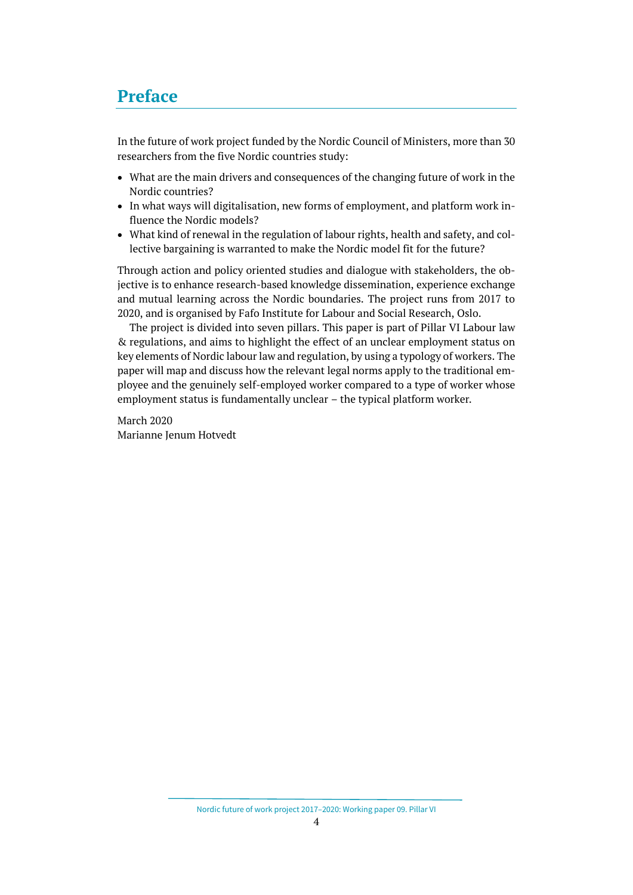# Preface

In the future of work project funded by the Nordic Council of Ministers, more than 30 researchers from the five Nordic countries study:

- What are the main drivers and consequences of the changing future of work in the Nordic countries?
- In what ways will digitalisation, new forms of employment, and platform work influence the Nordic models?
- What kind of renewal in the regulation of labour rights, health and safety, and collective bargaining is warranted to make the Nordic model fit for the future?

Through action and policy oriented studies and dialogue with stakeholders, the objective is to enhance research-based knowledge dissemination, experience exchange and mutual learning across the Nordic boundaries. The project runs from 2017 to 2020, and is organised by Fafo Institute for Labour and Social Research, Oslo.

The project is divided into seven pillars. This paper is part of Pillar VI Labour law & regulations, and aims to highlight the effect of an unclear employment status on key elements of Nordic labour law and regulation, by using a typology of workers. The paper will map and discuss how the relevant legal norms apply to the traditional employee and the genuinely self-employed worker compared to a type of worker whose employment status is fundamentally unclear – the typical platform worker.

March 2020
Marianne Jenum Hotvedt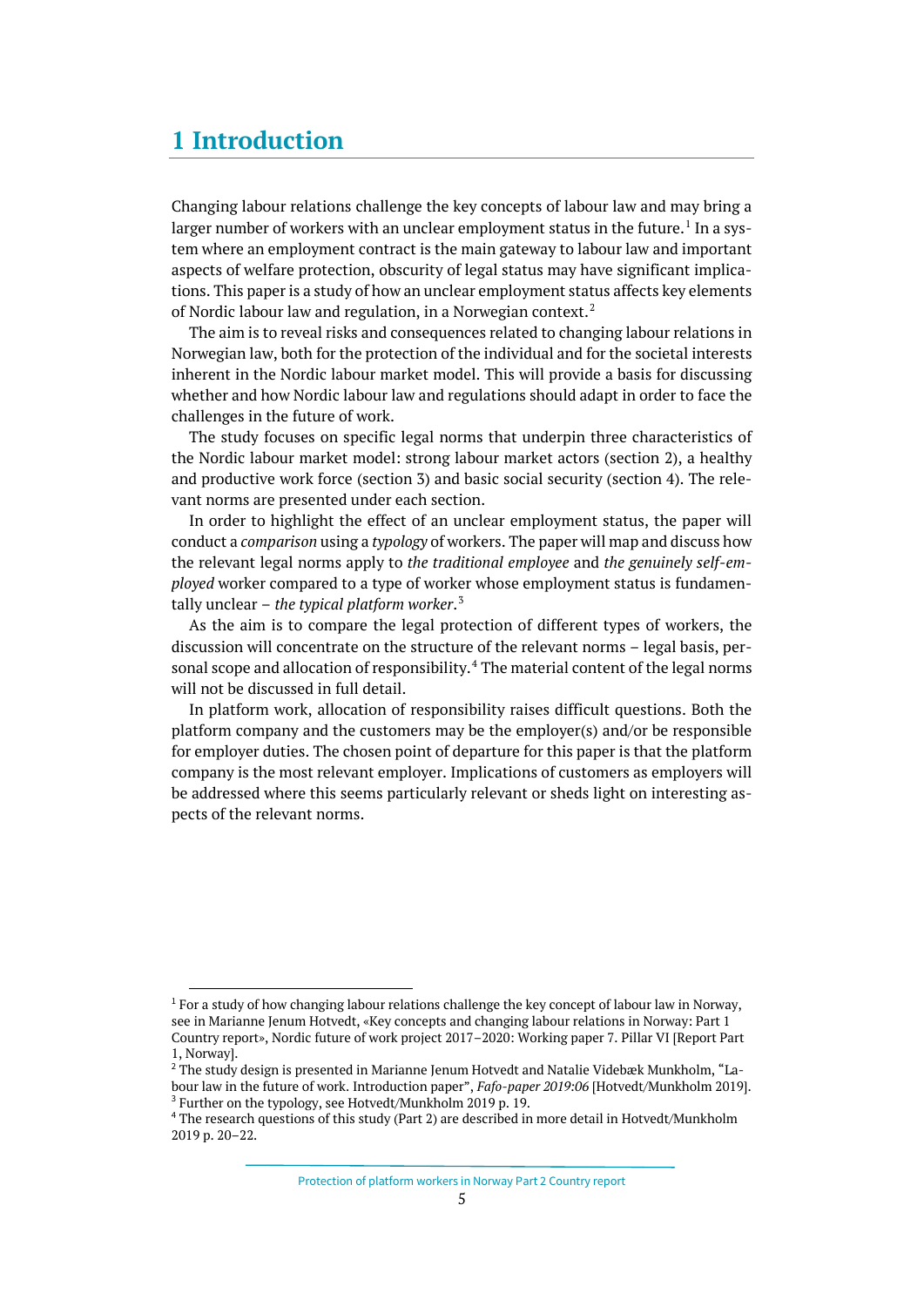# 1 Introduction

Changing labour relations challenge the key concepts of labour law and may bring a larger number of workers with an unclear employment status in the future.[1] In a system where an employment contract is the main gateway to labour law and important aspects of welfare protection, obscurity of legal status may have significant implications. This paper is a study of how an unclear employment status affects key elements of Nordic labour law and regulation, in a Norwegian context.[2]

The aim is to reveal risks and consequences related to changing labour relations in Norwegian law, both for the protection of the individual and for the societal interests inherent in the Nordic labour market model. This will provide a basis for discussing whether and how Nordic labour law and regulations should adapt in order to face the challenges in the future of work.

The study focuses on specific legal norms that underpin three characteristics of the Nordic labour market model: strong labour market actors (section 2), a healthy and productive work force (section 3) and basic social security (section 4). The relevant norms are presented under each section.

In order to highlight the effect of an unclear employment status, the paper will conduct a *comparison* using a *typology* of workers. The paper will map and discuss how the relevant legal norms apply to *the traditional employee* and *the genuinely self-employed* worker compared to a type of worker whose employment status is fundamentally unclear – *the typical platform worker*.[3]

As the aim is to compare the legal protection of different types of workers, the discussion will concentrate on the structure of the relevant norms – legal basis, personal scope and allocation of responsibility.[4] The material content of the legal norms will not be discussed in full detail.

In platform work, allocation of responsibility raises difficult questions. Both the platform company and the customers may be the employer(s) and/or be responsible for employer duties. The chosen point of departure for this paper is that the platform company is the most relevant employer. Implications of customers as employers will be addressed where this seems particularly relevant or sheds light on interesting aspects of the relevant norms.

---

[1] For a study of how changing labour relations challenge the key concept of labour law in Norway, see in Marianne Jenum Hotvedt, «Key concepts and changing labour relations in Norway: Part 1 Country report», Nordic future of work project 2017–2020: Working paper 7. Pillar VI [Report Part 1, Norway].

[2] The study design is presented in Marianne Jenum Hotvedt and Natalie Videbæk Munkholm, "Labour law in the future of work. Introduction paper", *Fafo-paper 2019:06* [Hotvedt/Munkholm 2019].

[3] Further on the typology, see Hotvedt/Munkholm 2019 p. 19.

[4] The research questions of this study (Part 2) are described in more detail in Hotvedt/Munkholm 2019 p. 20–22.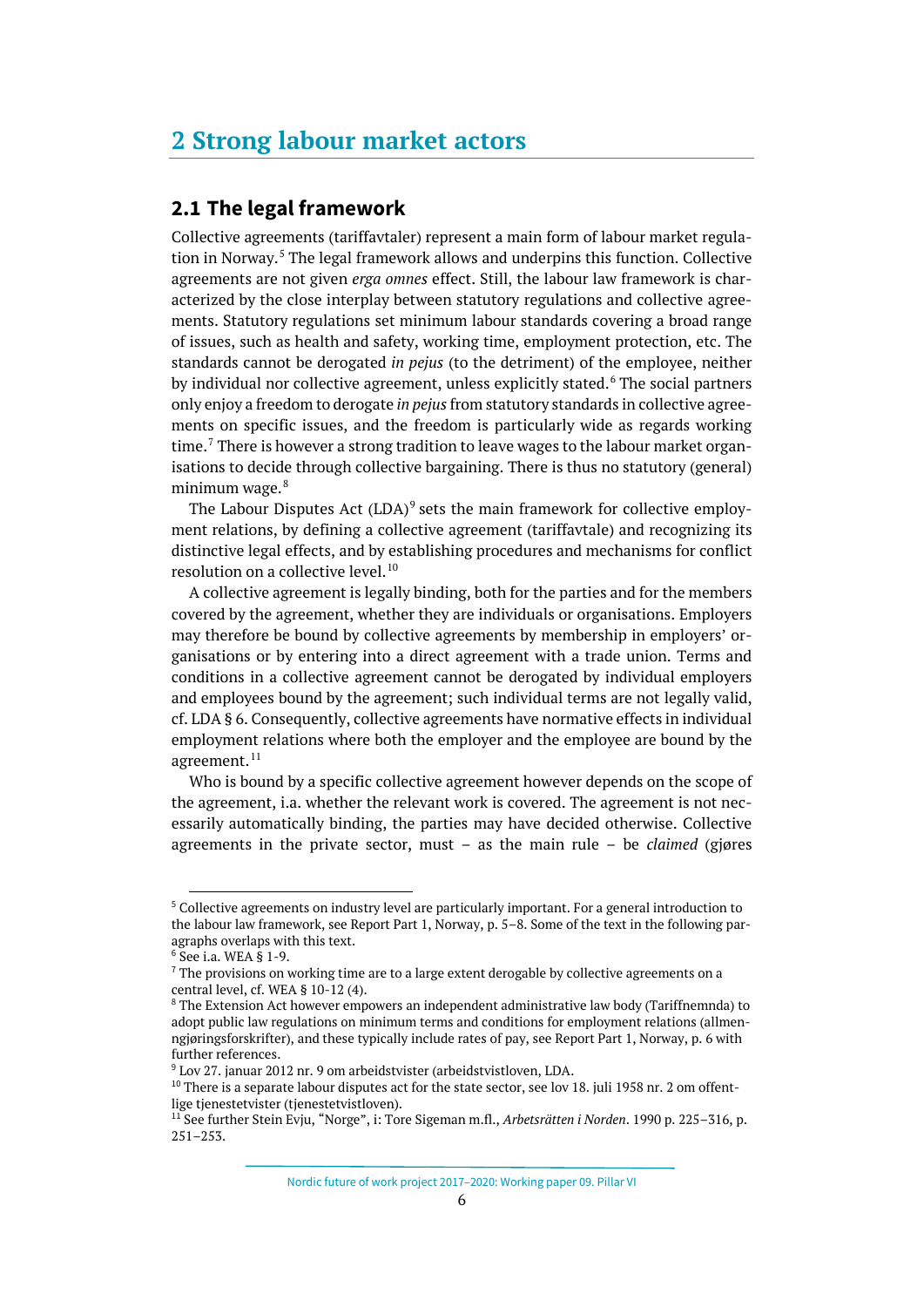# 2 Strong labour market actors

## 2.1 The legal framework

Collective agreements (tariffavtaler) represent a main form of labour market regulation in Norway.[5] The legal framework allows and underpins this function. Collective agreements are not given *erga omnes* effect. Still, the labour law framework is characterized by the close interplay between statutory regulations and collective agreements. Statutory regulations set minimum labour standards covering a broad range of issues, such as health and safety, working time, employment protection, etc. The standards cannot be derogated *in pejus* (to the detriment) of the employee, neither by individual nor collective agreement, unless explicitly stated.[6] The social partners only enjoy a freedom to derogate *in pejus* from statutory standards in collective agreements on specific issues, and the freedom is particularly wide as regards working time.[7] There is however a strong tradition to leave wages to the labour market organisations to decide through collective bargaining. There is thus no statutory (general) minimum wage.[8]

The Labour Disputes Act (LDA)[9] sets the main framework for collective employment relations, by defining a collective agreement (tariffavtale) and recognizing its distinctive legal effects, and by establishing procedures and mechanisms for conflict resolution on a collective level.[10]

A collective agreement is legally binding, both for the parties and for the members covered by the agreement, whether they are individuals or organisations. Employers may therefore be bound by collective agreements by membership in employers' organisations or by entering into a direct agreement with a trade union. Terms and conditions in a collective agreement cannot be derogated by individual employers and employees bound by the agreement; such individual terms are not legally valid, cf. LDA § 6. Consequently, collective agreements have normative effects in individual employment relations where both the employer and the employee are bound by the agreement.[11]

Who is bound by a specific collective agreement however depends on the scope of the agreement, i.a. whether the relevant work is covered. The agreement is not necessarily automatically binding, the parties may have decided otherwise. Collective agreements in the private sector, must – as the main rule – be *claimed* (gjøres

---

[5] Collective agreements on industry level are particularly important. For a general introduction to the labour law framework, see Report Part 1, Norway, p. 5–8. Some of the text in the following paragraphs overlaps with this text.

[6] See i.a. WEA § 1-9.

[7] The provisions on working time are to a large extent derogable by collective agreements on a central level, cf. WEA § 10-12 (4).

[8] The Extension Act however empowers an independent administrative law body (Tariffnemnda) to adopt public law regulations on minimum terms and conditions for employment relations (allmengjøringsforskrifter), and these typically include rates of pay, see Report Part 1, Norway, p. 6 with further references.

[9] Lov 27. januar 2012 nr. 9 om arbeidstvister (arbeidstvistloven, LDA.

[10] There is a separate labour disputes act for the state sector, see lov 18. juli 1958 nr. 2 om offentlige tjenestetvister (tjenestetvistloven).

[11] See further Stein Evju, "Norge", i: Tore Sigeman m.fl., *Arbetsrätten i Norden*. 1990 p. 225–316, p. 251–253.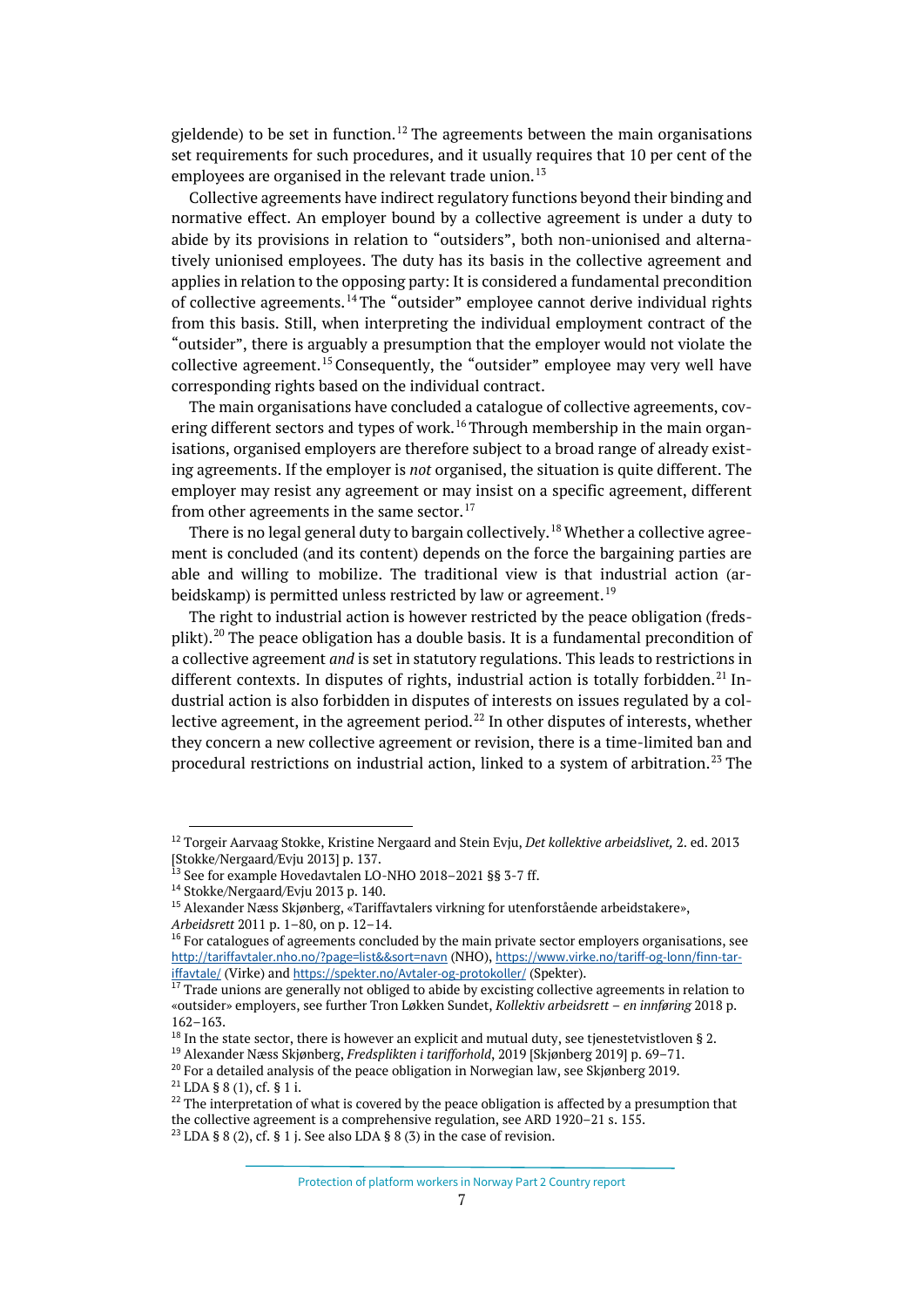gjeldende) to be set in function.[12] The agreements between the main organisations set requirements for such procedures, and it usually requires that 10 per cent of the employees are organised in the relevant trade union.[13]

Collective agreements have indirect regulatory functions beyond their binding and normative effect. An employer bound by a collective agreement is under a duty to abide by its provisions in relation to "outsiders", both non-unionised and alternatively unionised employees. The duty has its basis in the collective agreement and applies in relation to the opposing party: It is considered a fundamental precondition of collective agreements.[14] The "outsider" employee cannot derive individual rights from this basis. Still, when interpreting the individual employment contract of the "outsider", there is arguably a presumption that the employer would not violate the collective agreement.[15] Consequently, the "outsider" employee may very well have corresponding rights based on the individual contract.

The main organisations have concluded a catalogue of collective agreements, covering different sectors and types of work.[16] Through membership in the main organisations, organised employers are therefore subject to a broad range of already existing agreements. If the employer is *not* organised, the situation is quite different. The employer may resist any agreement or may insist on a specific agreement, different from other agreements in the same sector.[17]

There is no legal general duty to bargain collectively.[18] Whether a collective agreement is concluded (and its content) depends on the force the bargaining parties are able and willing to mobilize. The traditional view is that industrial action (arbeidskamp) is permitted unless restricted by law or agreement.[19]

The right to industrial action is however restricted by the peace obligation (fredsplikt).[20] The peace obligation has a double basis. It is a fundamental precondition of a collective agreement *and* is set in statutory regulations. This leads to restrictions in different contexts. In disputes of rights, industrial action is totally forbidden.[21] Industrial action is also forbidden in disputes of interests on issues regulated by a collective agreement, in the agreement period.[22] In other disputes of interests, whether they concern a new collective agreement or revision, there is a time-limited ban and procedural restrictions on industrial action, linked to a system of arbitration.[23] The

---

[12] Torgeir Aarvaag Stokke, Kristine Nergaard and Stein Evju, *Det kollektive arbeidslivet,* 2. ed. 2013 [Stokke/Nergaard/Evju 2013] p. 137.

[13] See for example Hovedavtalen LO-NHO 2018–2021 §§ 3-7 ff.

[14] Stokke/Nergaard/Evju 2013 p. 140.

[15] Alexander Næss Skjønberg, «Tariffavtalers virkning for utenforstående arbeidstakere», *Arbeidsrett* 2011 p. 1–80, on p. 12–14.

[16] For catalogues of agreements concluded by the main private sector employers organisations, see http://tariffavtaler.nho.no/?page=list&&sort=navn (NHO), https://www.virke.no/tariff-og-lonn/finn-tariffavtale/ (Virke) and https://spekter.no/Avtaler-og-protokoller/ (Spekter).

[17] Trade unions are generally not obliged to abide by excisting collective agreements in relation to «outsider» employers, see further Tron Løkken Sundet, *Kollektiv arbeidsrett – en innføring* 2018 p. 162–163.

[18] In the state sector, there is however an explicit and mutual duty, see tjenestetvistloven § 2.

[19] Alexander Næss Skjønberg, *Fredsplikten i tarifforhold*, 2019 [Skjønberg 2019] p. 69–71.

[20] For a detailed analysis of the peace obligation in Norwegian law, see Skjønberg 2019.

[21] LDA § 8 (1), cf. § 1 i.

[22] The interpretation of what is covered by the peace obligation is affected by a presumption that the collective agreement is a comprehensive regulation, see ARD 1920–21 s. 155.

[23] LDA § 8 (2), cf. § 1 j. See also LDA § 8 (3) in the case of revision.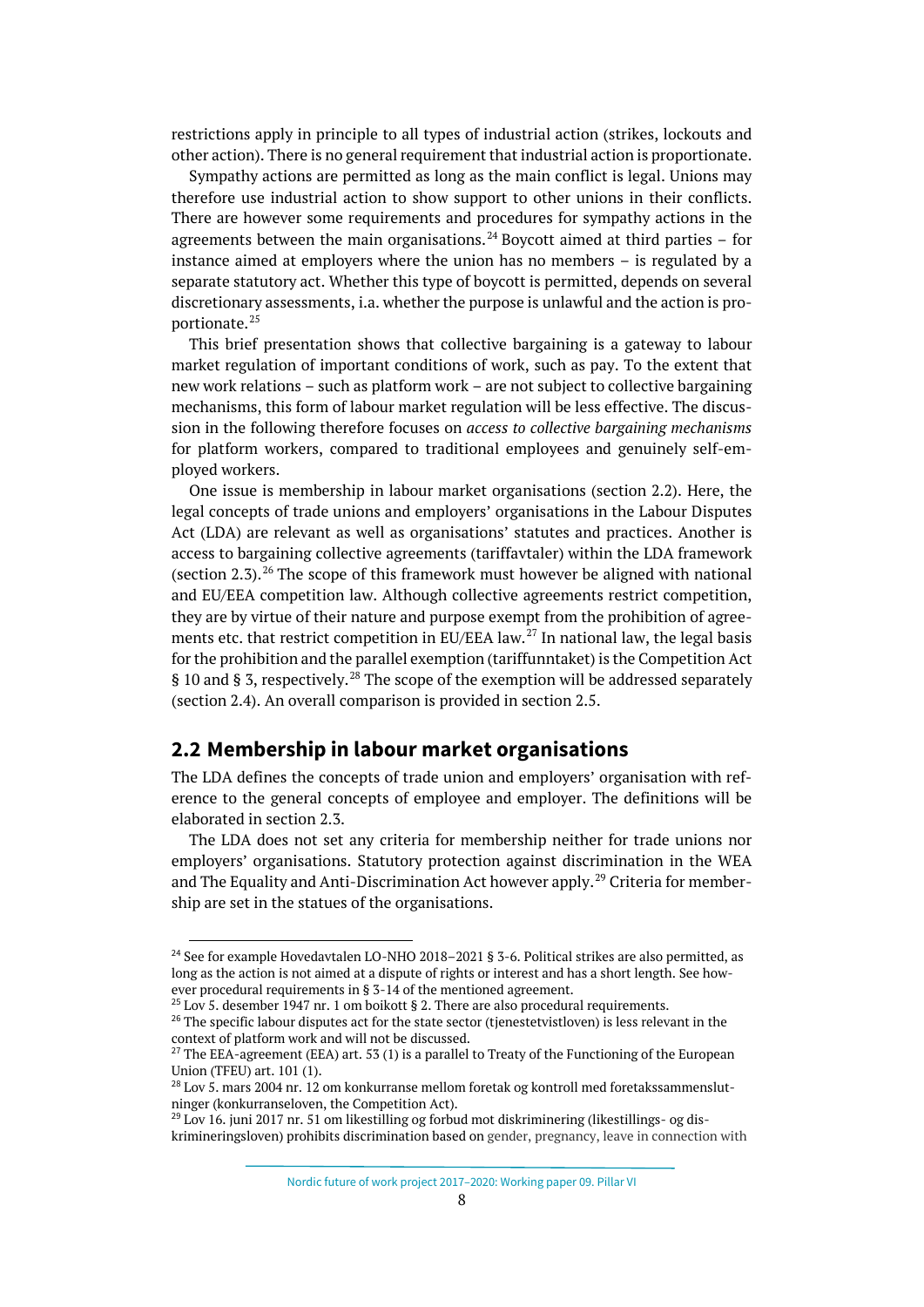restrictions apply in principle to all types of industrial action (strikes, lockouts and other action). There is no general requirement that industrial action is proportionate.

Sympathy actions are permitted as long as the main conflict is legal. Unions may therefore use industrial action to show support to other unions in their conflicts. There are however some requirements and procedures for sympathy actions in the agreements between the main organisations.[24] Boycott aimed at third parties – for instance aimed at employers where the union has no members – is regulated by a separate statutory act. Whether this type of boycott is permitted, depends on several discretionary assessments, i.a. whether the purpose is unlawful and the action is proportionate.[25]

This brief presentation shows that collective bargaining is a gateway to labour market regulation of important conditions of work, such as pay. To the extent that new work relations – such as platform work – are not subject to collective bargaining mechanisms, this form of labour market regulation will be less effective. The discussion in the following therefore focuses on *access to collective bargaining mechanisms* for platform workers, compared to traditional employees and genuinely self-employed workers.

One issue is membership in labour market organisations (section 2.2). Here, the legal concepts of trade unions and employers' organisations in the Labour Disputes Act (LDA) are relevant as well as organisations' statutes and practices. Another is access to bargaining collective agreements (tariffavtaler) within the LDA framework (section 2.3).[26] The scope of this framework must however be aligned with national and EU/EEA competition law. Although collective agreements restrict competition, they are by virtue of their nature and purpose exempt from the prohibition of agreements etc. that restrict competition in EU/EEA law.[27] In national law, the legal basis for the prohibition and the parallel exemption (tariffunntaket) is the Competition Act § 10 and § 3, respectively.[28] The scope of the exemption will be addressed separately (section 2.4). An overall comparison is provided in section 2.5.

## 2.2 Membership in labour market organisations

The LDA defines the concepts of trade union and employers' organisation with reference to the general concepts of employee and employer. The definitions will be elaborated in section 2.3.

The LDA does not set any criteria for membership neither for trade unions nor employers' organisations. Statutory protection against discrimination in the WEA and The Equality and Anti-Discrimination Act however apply.[29] Criteria for membership are set in the statues of the organisations.

---

[24] See for example Hovedavtalen LO-NHO 2018–2021 § 3-6. Political strikes are also permitted, as long as the action is not aimed at a dispute of rights or interest and has a short length. See however procedural requirements in § 3-14 of the mentioned agreement.

[25] Lov 5. desember 1947 nr. 1 om boikott § 2. There are also procedural requirements.

[26] The specific labour disputes act for the state sector (tjenestetvistloven) is less relevant in the context of platform work and will not be discussed.

[27] The EEA-agreement (EEA) art. 53 (1) is a parallel to Treaty of the Functioning of the European Union (TFEU) art. 101 (1).

[28] Lov 5. mars 2004 nr. 12 om konkurranse mellom foretak og kontroll med foretakssammenslutninger (konkurranseloven, the Competition Act).

[29] Lov 16. juni 2017 nr. 51 om likestilling og forbud mot diskriminering (likestillings- og diskrimineringsloven) prohibits discrimination based on gender, pregnancy, leave in connection with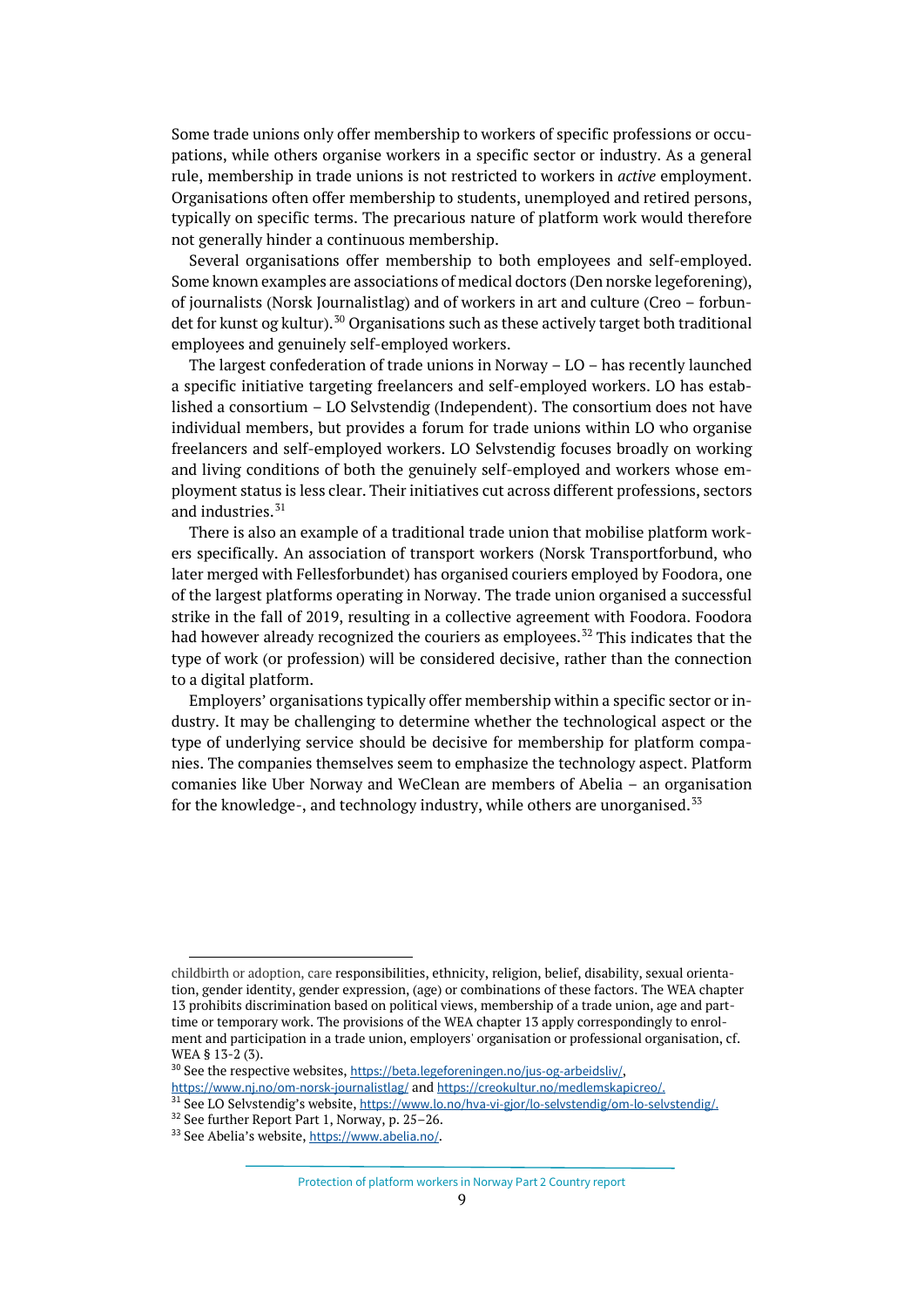Some trade unions only offer membership to workers of specific professions or occupations, while others organise workers in a specific sector or industry. As a general rule, membership in trade unions is not restricted to workers in *active* employment. Organisations often offer membership to students, unemployed and retired persons, typically on specific terms. The precarious nature of platform work would therefore not generally hinder a continuous membership.

Several organisations offer membership to both employees and self-employed. Some known examples are associations of medical doctors (Den norske legeforening), of journalists (Norsk Journalistlag) and of workers in art and culture (Creo – forbundet for kunst og kultur).[30] Organisations such as these actively target both traditional employees and genuinely self-employed workers.

The largest confederation of trade unions in Norway – LO – has recently launched a specific initiative targeting freelancers and self-employed workers. LO has established a consortium – LO Selvstendig (Independent). The consortium does not have individual members, but provides a forum for trade unions within LO who organise freelancers and self-employed workers. LO Selvstendig focuses broadly on working and living conditions of both the genuinely self-employed and workers whose employment status is less clear. Their initiatives cut across different professions, sectors and industries.[31]

There is also an example of a traditional trade union that mobilise platform workers specifically. An association of transport workers (Norsk Transportforbund, who later merged with Fellesforbundet) has organised couriers employed by Foodora, one of the largest platforms operating in Norway. The trade union organised a successful strike in the fall of 2019, resulting in a collective agreement with Foodora. Foodora had however already recognized the couriers as employees.[32] This indicates that the type of work (or profession) will be considered decisive, rather than the connection to a digital platform.

Employers' organisations typically offer membership within a specific sector or industry. It may be challenging to determine whether the technological aspect or the type of underlying service should be decisive for membership for platform companies. The companies themselves seem to emphasize the technology aspect. Platform comanies like Uber Norway and WeClean are members of Abelia – an organisation for the knowledge-, and technology industry, while others are unorganised.[33]

---

childbirth or adoption, care responsibilities, ethnicity, religion, belief, disability, sexual orientation, gender identity, gender expression, (age) or combinations of these factors. The WEA chapter 13 prohibits discrimination based on political views, membership of a trade union, age and part-time or temporary work. The provisions of the WEA chapter 13 apply correspondingly to enrolment and participation in a trade union, employers' organisation or professional organisation, cf. WEA § 13-2 (3).

[30] See the respective websites, https://beta.legeforeningen.no/jus-og-arbeidsliv/, https://www.nj.no/om-norsk-journalistlag/ and https://creokultur.no/medlemskapicreo/.

[31] See LO Selvstendig's website, https://www.lo.no/hva-vi-gjor/lo-selvstendig/om-lo-selvstendig/.

[32] See further Report Part 1, Norway, p. 25–26.

[33] See Abelia's website, https://www.abelia.no/.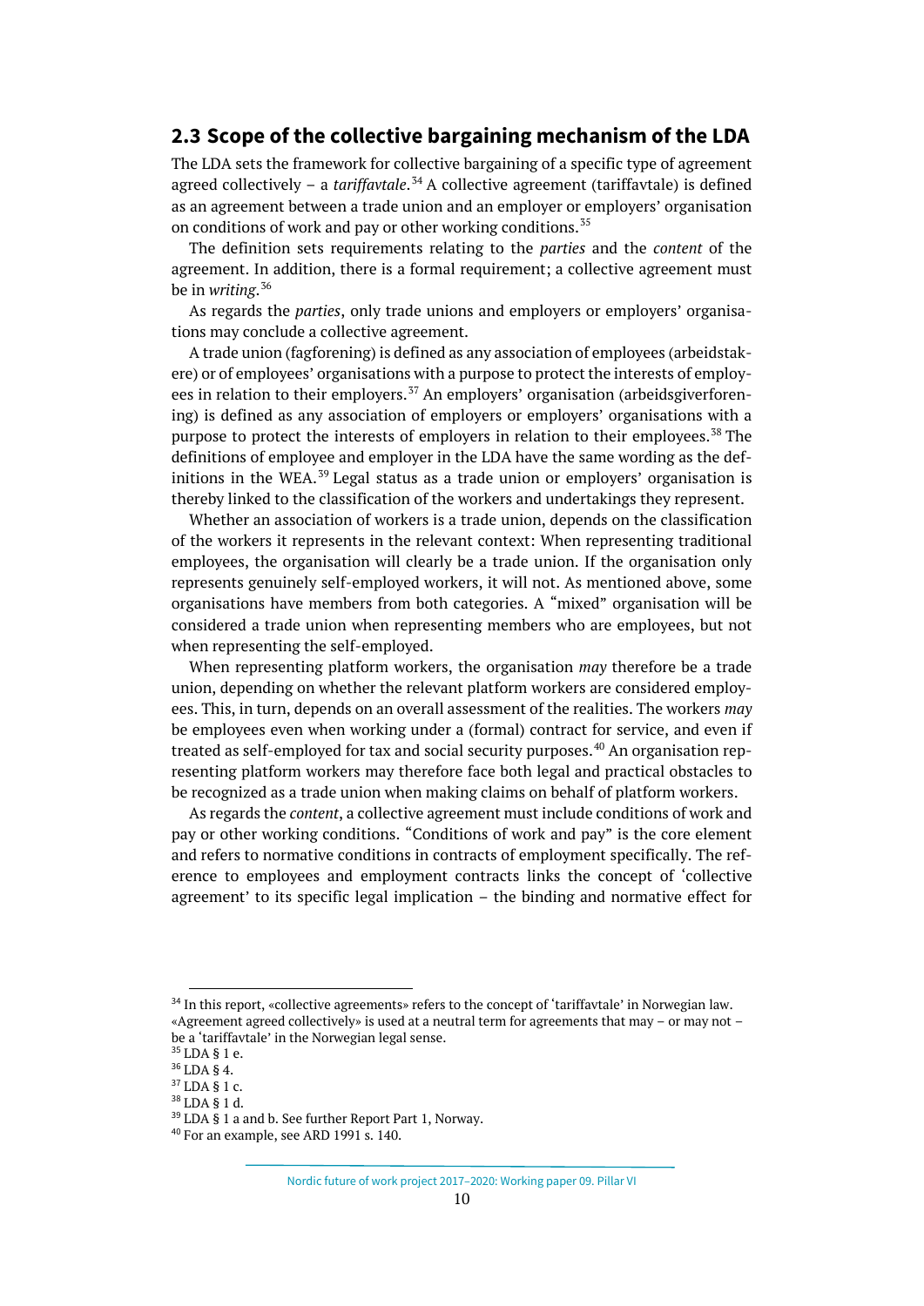## 2.3 Scope of the collective bargaining mechanism of the LDA

The LDA sets the framework for collective bargaining of a specific type of agreement agreed collectively – a *tariffavtale*.[34] A collective agreement (tariffavtale) is defined as an agreement between a trade union and an employer or employers' organisation on conditions of work and pay or other working conditions.[35]

The definition sets requirements relating to the *parties* and the *content* of the agreement. In addition, there is a formal requirement; a collective agreement must be in *writing*.[36]

As regards the *parties*, only trade unions and employers or employers' organisations may conclude a collective agreement.

A trade union (fagforening) is defined as any association of employees (arbeidstakere) or of employees' organisations with a purpose to protect the interests of employees in relation to their employers.[37] An employers' organisation (arbeidsgiverforening) is defined as any association of employers or employers' organisations with a purpose to protect the interests of employers in relation to their employees.[38] The definitions of employee and employer in the LDA have the same wording as the definitions in the WEA.[39] Legal status as a trade union or employers' organisation is thereby linked to the classification of the workers and undertakings they represent.

Whether an association of workers is a trade union, depends on the classification of the workers it represents in the relevant context: When representing traditional employees, the organisation will clearly be a trade union. If the organisation only represents genuinely self-employed workers, it will not. As mentioned above, some organisations have members from both categories. A "mixed" organisation will be considered a trade union when representing members who are employees, but not when representing the self-employed.

When representing platform workers, the organisation *may* therefore be a trade union, depending on whether the relevant platform workers are considered employees. This, in turn, depends on an overall assessment of the realities. The workers *may* be employees even when working under a (formal) contract for service, and even if treated as self-employed for tax and social security purposes.[40] An organisation representing platform workers may therefore face both legal and practical obstacles to be recognized as a trade union when making claims on behalf of platform workers.

As regards the *content*, a collective agreement must include conditions of work and pay or other working conditions. "Conditions of work and pay" is the core element and refers to normative conditions in contracts of employment specifically. The reference to employees and employment contracts links the concept of 'collective agreement' to its specific legal implication – the binding and normative effect for

---

[34] In this report, «collective agreements» refers to the concept of 'tariffavtale' in Norwegian law. «Agreement agreed collectively» is used at a neutral term for agreements that may – or may not – be a 'tariffavtale' in the Norwegian legal sense.

[35] LDA § 1 e.

[36] LDA § 4.

[37] LDA § 1 c.

[38] LDA § 1 d.

[39] LDA § 1 a and b. See further Report Part 1, Norway.

[40] For an example, see ARD 1991 s. 140.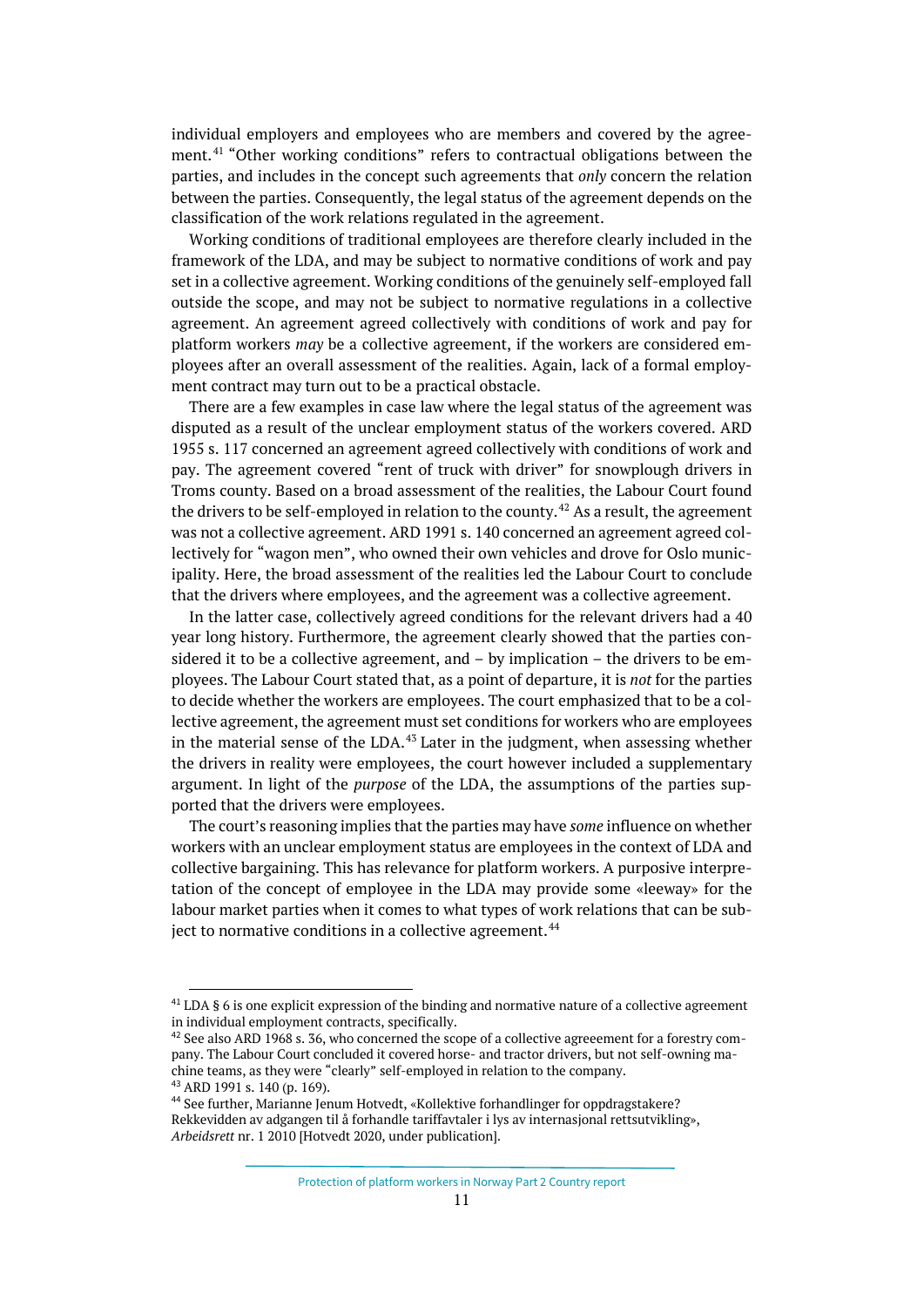individual employers and employees who are members and covered by the agreement.[41] "Other working conditions" refers to contractual obligations between the parties, and includes in the concept such agreements that *only* concern the relation between the parties. Consequently, the legal status of the agreement depends on the classification of the work relations regulated in the agreement.

Working conditions of traditional employees are therefore clearly included in the framework of the LDA, and may be subject to normative conditions of work and pay set in a collective agreement. Working conditions of the genuinely self-employed fall outside the scope, and may not be subject to normative regulations in a collective agreement. An agreement agreed collectively with conditions of work and pay for platform workers *may* be a collective agreement, if the workers are considered employees after an overall assessment of the realities. Again, lack of a formal employment contract may turn out to be a practical obstacle.

There are a few examples in case law where the legal status of the agreement was disputed as a result of the unclear employment status of the workers covered. ARD 1955 s. 117 concerned an agreement agreed collectively with conditions of work and pay. The agreement covered "rent of truck with driver" for snowplough drivers in Troms county. Based on a broad assessment of the realities, the Labour Court found the drivers to be self-employed in relation to the county.[42] As a result, the agreement was not a collective agreement. ARD 1991 s. 140 concerned an agreement agreed collectively for "wagon men", who owned their own vehicles and drove for Oslo municipality. Here, the broad assessment of the realities led the Labour Court to conclude that the drivers where employees, and the agreement was a collective agreement.

In the latter case, collectively agreed conditions for the relevant drivers had a 40 year long history. Furthermore, the agreement clearly showed that the parties considered it to be a collective agreement, and – by implication – the drivers to be employees. The Labour Court stated that, as a point of departure, it is *not* for the parties to decide whether the workers are employees. The court emphasized that to be a collective agreement, the agreement must set conditions for workers who are employees in the material sense of the LDA.[43] Later in the judgment, when assessing whether the drivers in reality were employees, the court however included a supplementary argument. In light of the *purpose* of the LDA, the assumptions of the parties supported that the drivers were employees.

The court's reasoning implies that the parties may have *some* influence on whether workers with an unclear employment status are employees in the context of LDA and collective bargaining. This has relevance for platform workers. A purposive interpretation of the concept of employee in the LDA may provide some «leeway» for the labour market parties when it comes to what types of work relations that can be subject to normative conditions in a collective agreement.[44]

---

[41] LDA § 6 is one explicit expression of the binding and normative nature of a collective agreement in individual employment contracts, specifically.

[42] See also ARD 1968 s. 36, who concerned the scope of a collective agreeement for a forestry company. The Labour Court concluded it covered horse- and tractor drivers, but not self-owning machine teams, as they were "clearly" self-employed in relation to the company.

[43] ARD 1991 s. 140 (p. 169).

[44] See further, Marianne Jenum Hotvedt, «Kollektive forhandlinger for oppdragstakere? Rekkevidden av adgangen til å forhandle tariffavtaler i lys av internasjonal rettsutvikling», *Arbeidsrett* nr. 1 2010 [Hotvedt 2020, under publication].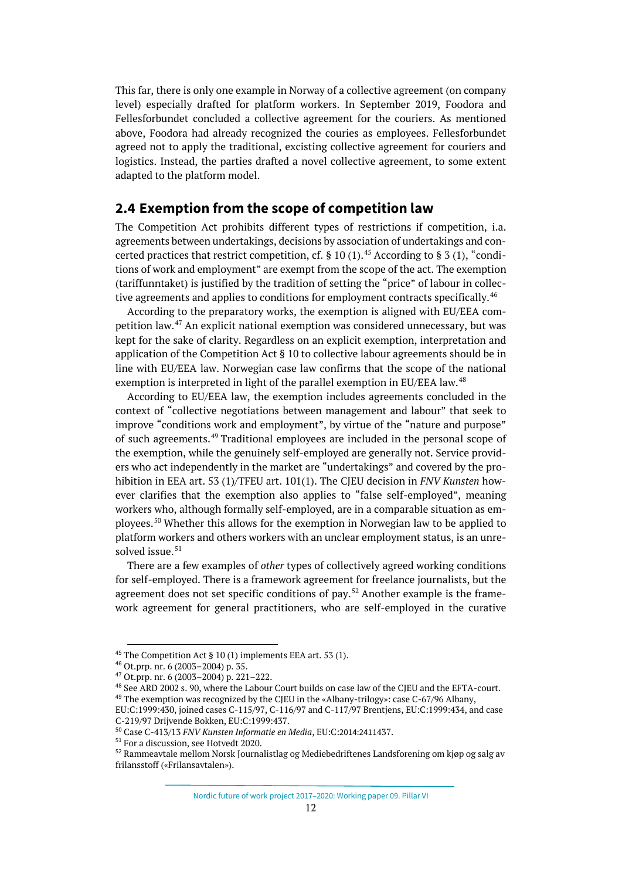This far, there is only one example in Norway of a collective agreement (on company level) especially drafted for platform workers. In September 2019, Foodora and Fellesforbundet concluded a collective agreement for the couriers. As mentioned above, Foodora had already recognized the couries as employees. Fellesforbundet agreed not to apply the traditional, excisting collective agreement for couriers and logistics. Instead, the parties drafted a novel collective agreement, to some extent adapted to the platform model.

## 2.4 Exemption from the scope of competition law

The Competition Act prohibits different types of restrictions if competition, i.a. agreements between undertakings, decisions by association of undertakings and concerted practices that restrict competition, cf. § 10 (1).[45] According to § 3 (1), "conditions of work and employment" are exempt from the scope of the act. The exemption (tariffunntaket) is justified by the tradition of setting the "price" of labour in collective agreements and applies to conditions for employment contracts specifically.[46]

According to the preparatory works, the exemption is aligned with EU/EEA competition law.[47] An explicit national exemption was considered unnecessary, but was kept for the sake of clarity. Regardless on an explicit exemption, interpretation and application of the Competition Act § 10 to collective labour agreements should be in line with EU/EEA law. Norwegian case law confirms that the scope of the national exemption is interpreted in light of the parallel exemption in EU/EEA law.[48]

According to EU/EEA law, the exemption includes agreements concluded in the context of "collective negotiations between management and labour" that seek to improve "conditions work and employment", by virtue of the "nature and purpose" of such agreements.[49] Traditional employees are included in the personal scope of the exemption, while the genuinely self-employed are generally not. Service providers who act independently in the market are "undertakings" and covered by the prohibition in EEA art. 53 (1)/TFEU art. 101(1). The CJEU decision in *FNV Kunsten* however clarifies that the exemption also applies to "false self-employed", meaning workers who, although formally self-employed, are in a comparable situation as employees.[50] Whether this allows for the exemption in Norwegian law to be applied to platform workers and others workers with an unclear employment status, is an unresolved issue.[51]

There are a few examples of *other* types of collectively agreed working conditions for self-employed. There is a framework agreement for freelance journalists, but the agreement does not set specific conditions of pay.[52] Another example is the framework agreement for general practitioners, who are self-employed in the curative

---

[45] The Competition Act § 10 (1) implements EEA art. 53 (1).

[46] Ot.prp. nr. 6 (2003–2004) p. 35.

[47] Ot.prp. nr. 6 (2003–2004) p. 221–222.

[48] See ARD 2002 s. 90, where the Labour Court builds on case law of the CJEU and the EFTA-court.

[49] The exemption was recognized by the CJEU in the «Albany-trilogy»: case C-67/96 Albany, EU:C:1999:430, joined cases C-115/97, C-116/97 and C-117/97 Brentjens, EU:C:1999:434, and case C-219/97 Drijvende Bokken, EU:C:1999:437.

[50] Case C-413/13 *FNV Kunsten Informatie en Media*, EU:C:2014:2411437.

[51] For a discussion, see Hotvedt 2020.

[52] Rammeavtale mellom Norsk Journalistlag og Mediebedriftenes Landsforening om kjøp og salg av frilansstoff («Frilansavtalen»).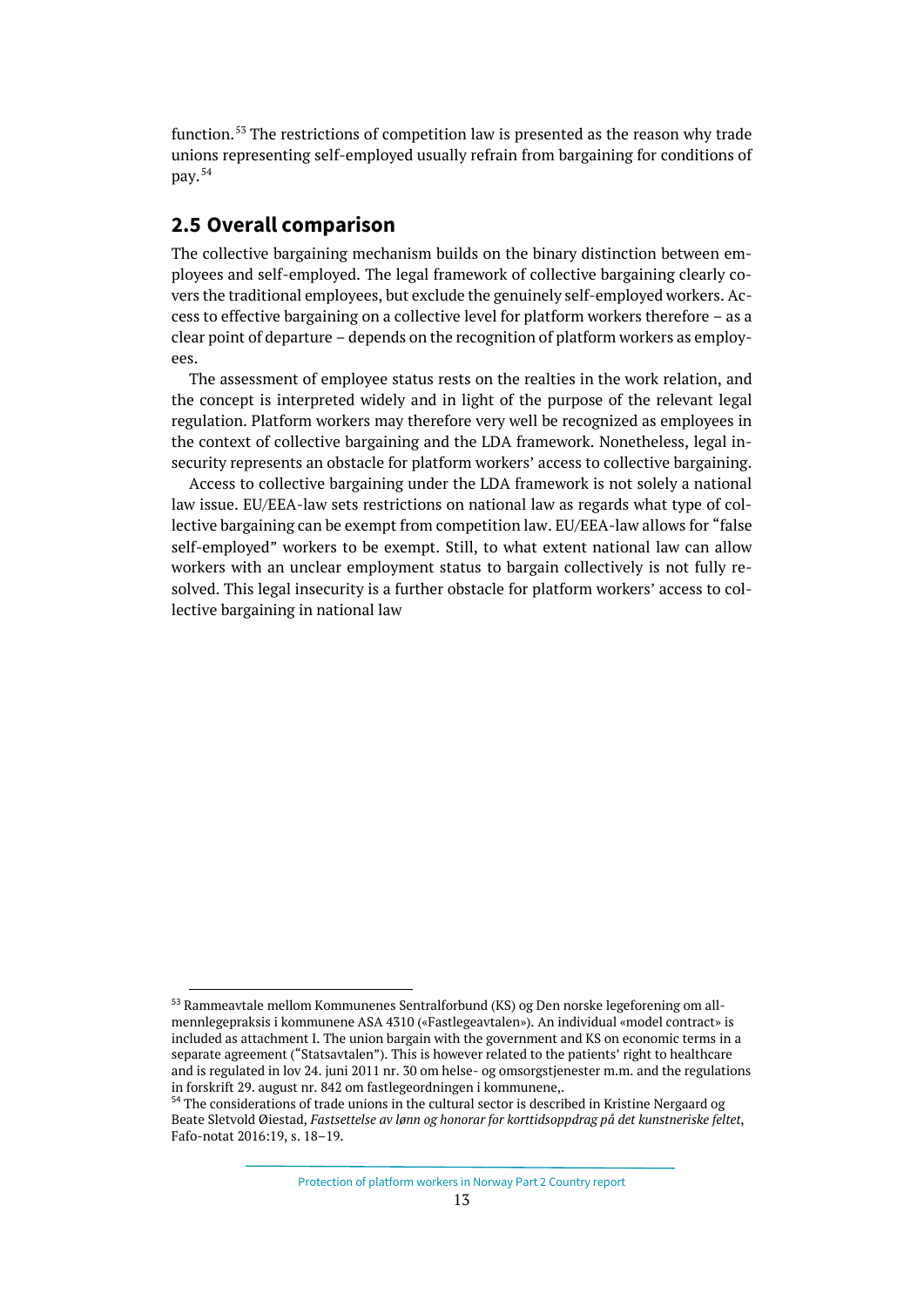function.[53] The restrictions of competition law is presented as the reason why trade unions representing self-employed usually refrain from bargaining for conditions of pay.[54]

## 2.5 Overall comparison

The collective bargaining mechanism builds on the binary distinction between employees and self-employed. The legal framework of collective bargaining clearly covers the traditional employees, but exclude the genuinely self-employed workers. Access to effective bargaining on a collective level for platform workers therefore – as a clear point of departure – depends on the recognition of platform workers as employees.

The assessment of employee status rests on the realties in the work relation, and the concept is interpreted widely and in light of the purpose of the relevant legal regulation. Platform workers may therefore very well be recognized as employees in the context of collective bargaining and the LDA framework. Nonetheless, legal insecurity represents an obstacle for platform workers' access to collective bargaining.

Access to collective bargaining under the LDA framework is not solely a national law issue. EU/EEA-law sets restrictions on national law as regards what type of collective bargaining can be exempt from competition law. EU/EEA-law allows for "false self-employed" workers to be exempt. Still, to what extent national law can allow workers with an unclear employment status to bargain collectively is not fully resolved. This legal insecurity is a further obstacle for platform workers' access to collective bargaining in national law

---

[53] Rammeavtale mellom Kommunenes Sentralforbund (KS) og Den norske legeforening om allmennlegepraksis i kommunene ASA 4310 («Fastlegeavtalen»). An individual «model contract» is included as attachment I. The union bargain with the government and KS on economic terms in a separate agreement ("Statsavtalen"). This is however related to the patients' right to healthcare and is regulated in lov 24. juni 2011 nr. 30 om helse- og omsorgstjenester m.m. and the regulations in forskrift 29. august nr. 842 om fastlegeordningen i kommunene,.

[54] The considerations of trade unions in the cultural sector is described in Kristine Nergaard og Beate Sletvold Øiestad, *Fastsettelse av lønn og honorar for korttidsoppdrag på det kunstneriske feltet*, Fafo-notat 2016:19, s. 18–19.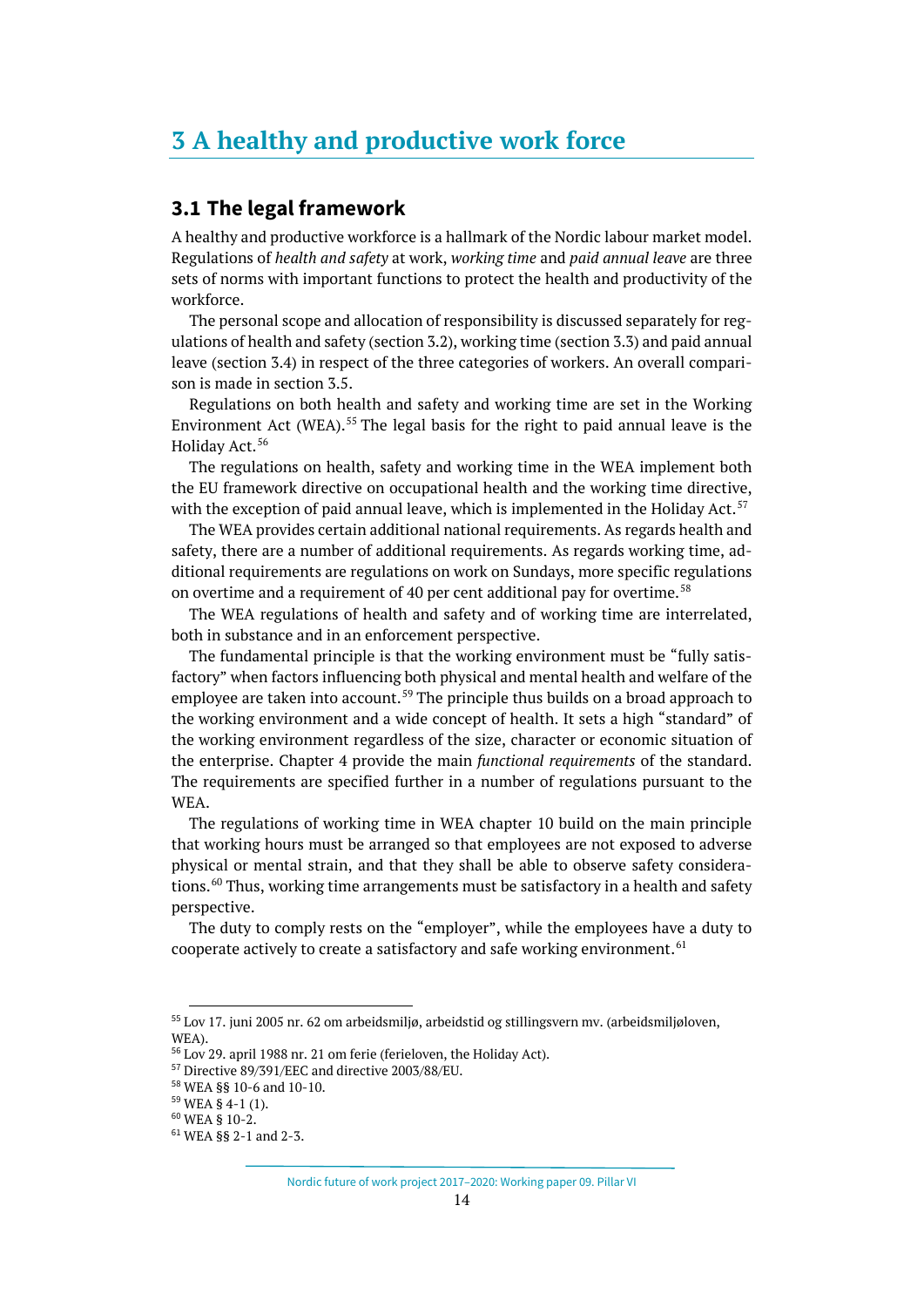# 3 A healthy and productive work force

## 3.1 The legal framework

A healthy and productive workforce is a hallmark of the Nordic labour market model. Regulations of *health and safety* at work, *working time* and *paid annual leave* are three sets of norms with important functions to protect the health and productivity of the workforce.

The personal scope and allocation of responsibility is discussed separately for regulations of health and safety (section 3.2), working time (section 3.3) and paid annual leave (section 3.4) in respect of the three categories of workers. An overall comparison is made in section 3.5.

Regulations on both health and safety and working time are set in the Working Environment Act (WEA).[55] The legal basis for the right to paid annual leave is the Holiday Act.[56]

The regulations on health, safety and working time in the WEA implement both the EU framework directive on occupational health and the working time directive, with the exception of paid annual leave, which is implemented in the Holiday Act.[57]

The WEA provides certain additional national requirements. As regards health and safety, there are a number of additional requirements. As regards working time, additional requirements are regulations on work on Sundays, more specific regulations on overtime and a requirement of 40 per cent additional pay for overtime.[58]

The WEA regulations of health and safety and of working time are interrelated, both in substance and in an enforcement perspective.

The fundamental principle is that the working environment must be "fully satisfactory" when factors influencing both physical and mental health and welfare of the employee are taken into account.[59] The principle thus builds on a broad approach to the working environment and a wide concept of health. It sets a high "standard" of the working environment regardless of the size, character or economic situation of the enterprise. Chapter 4 provide the main *functional requirements* of the standard. The requirements are specified further in a number of regulations pursuant to the WEA.

The regulations of working time in WEA chapter 10 build on the main principle that working hours must be arranged so that employees are not exposed to adverse physical or mental strain, and that they shall be able to observe safety considerations.[60] Thus, working time arrangements must be satisfactory in a health and safety perspective.

The duty to comply rests on the "employer", while the employees have a duty to cooperate actively to create a satisfactory and safe working environment.[61]

---

[55] Lov 17. juni 2005 nr. 62 om arbeidsmiljø, arbeidstid og stillingsvern mv. (arbeidsmiljøloven, WEA).

[56] Lov 29. april 1988 nr. 21 om ferie (ferieloven, the Holiday Act).

[57] Directive 89/391/EEC and directive 2003/88/EU.

[58] WEA §§ 10-6 and 10-10.

[59] WEA § 4-1 (1).

[60] WEA § 10-2.

[61] WEA §§ 2-1 and 2-3.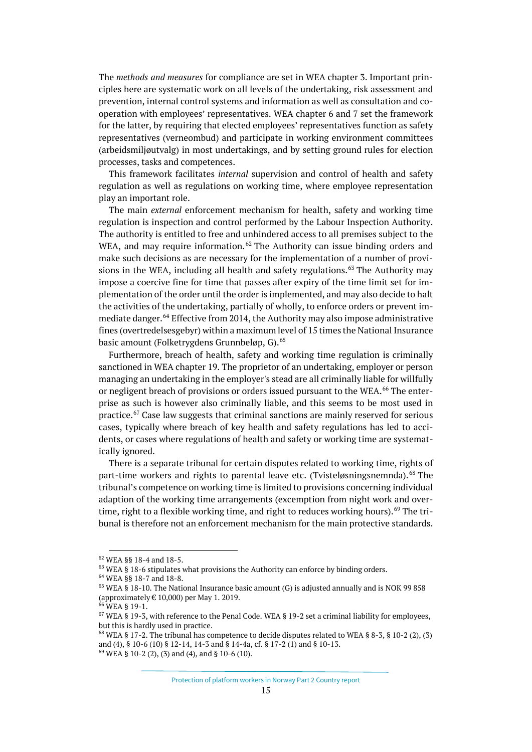The *methods and measures* for compliance are set in WEA chapter 3. Important principles here are systematic work on all levels of the undertaking, risk assessment and prevention, internal control systems and information as well as consultation and co-operation with employees' representatives. WEA chapter 6 and 7 set the framework for the latter, by requiring that elected employees' representatives function as safety representatives (verneombud) and participate in working environment committees (arbeidsmiljøutvalg) in most undertakings, and by setting ground rules for election processes, tasks and competences.

This framework facilitates *internal* supervision and control of health and safety regulation as well as regulations on working time, where employee representation play an important role.

The main *external* enforcement mechanism for health, safety and working time regulation is inspection and control performed by the Labour Inspection Authority. The authority is entitled to free and unhindered access to all premises subject to the WEA, and may require information.[62] The Authority can issue binding orders and make such decisions as are necessary for the implementation of a number of provisions in the WEA, including all health and safety regulations.[63] The Authority may impose a coercive fine for time that passes after expiry of the time limit set for implementation of the order until the order is implemented, and may also decide to halt the activities of the undertaking, partially of wholly, to enforce orders or prevent immediate danger.[64] Effective from 2014, the Authority may also impose administrative fines (overtredelsesgebyr) within a maximum level of 15 times the National Insurance basic amount (Folketrygdens Grunnbeløp, G).[65]

Furthermore, breach of health, safety and working time regulation is criminally sanctioned in WEA chapter 19. The proprietor of an undertaking, employer or person managing an undertaking in the employer's stead are all criminally liable for willfully or negligent breach of provisions or orders issued pursuant to the WEA.[66] The enterprise as such is however also criminally liable, and this seems to be most used in practice.[67] Case law suggests that criminal sanctions are mainly reserved for serious cases, typically where breach of key health and safety regulations has led to accidents, or cases where regulations of health and safety or working time are systematically ignored.

There is a separate tribunal for certain disputes related to working time, rights of part-time workers and rights to parental leave etc. (Tvisteløsningsnemnda).[68] The tribunal's competence on working time is limited to provisions concerning individual adaption of the working time arrangements (exception from night work and overtime, right to a flexible working time, and right to reduces working hours).[69] The tribunal is therefore not an enforcement mechanism for the main protective standards.

---

[62] WEA §§ 18-4 and 18-5.

[63] WEA § 18-6 stipulates what provisions the Authority can enforce by binding orders.

[64] WEA §§ 18-7 and 18-8.

[65] WEA § 18-10. The National Insurance basic amount (G) is adjusted annually and is NOK 99 858 (approximately € 10,000) per May 1. 2019.

[66] WEA § 19-1.

[67] WEA § 19-3, with reference to the Penal Code. WEA § 19-2 set a criminal liability for employees, but this is hardly used in practice.

[68] WEA § 17-2. The tribunal has competence to decide disputes related to WEA § 8-3, § 10-2 (2), (3) and (4), § 10-6 (10) § 12-14, 14-3 and § 14-4a, cf. § 17-2 (1) and § 10-13.

[69] WEA § 10-2 (2), (3) and (4), and § 10-6 (10).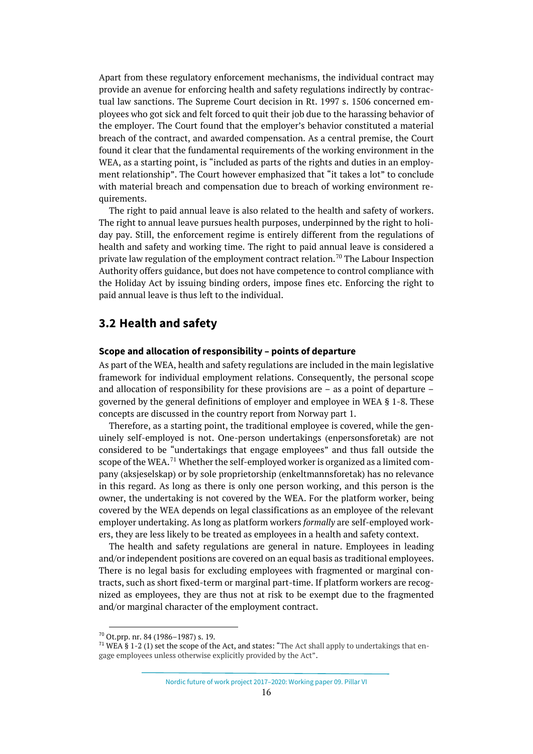Apart from these regulatory enforcement mechanisms, the individual contract may provide an avenue for enforcing health and safety regulations indirectly by contractual law sanctions. The Supreme Court decision in Rt. 1997 s. 1506 concerned employees who got sick and felt forced to quit their job due to the harassing behavior of the employer. The Court found that the employer's behavior constituted a material breach of the contract, and awarded compensation. As a central premise, the Court found it clear that the fundamental requirements of the working environment in the WEA, as a starting point, is "included as parts of the rights and duties in an employment relationship". The Court however emphasized that "it takes a lot" to conclude with material breach and compensation due to breach of working environment requirements.

The right to paid annual leave is also related to the health and safety of workers. The right to annual leave pursues health purposes, underpinned by the right to holiday pay. Still, the enforcement regime is entirely different from the regulations of health and safety and working time. The right to paid annual leave is considered a private law regulation of the employment contract relation.[70] The Labour Inspection Authority offers guidance, but does not have competence to control compliance with the Holiday Act by issuing binding orders, impose fines etc. Enforcing the right to paid annual leave is thus left to the individual.

## 3.2 Health and safety

### Scope and allocation of responsibility – points of departure

As part of the WEA, health and safety regulations are included in the main legislative framework for individual employment relations. Consequently, the personal scope and allocation of responsibility for these provisions are – as a point of departure – governed by the general definitions of employer and employee in WEA § 1-8. These concepts are discussed in the country report from Norway part 1.

Therefore, as a starting point, the traditional employee is covered, while the genuinely self-employed is not. One-person undertakings (enpersonsforetak) are not considered to be "undertakings that engage employees" and thus fall outside the scope of the WEA.[71] Whether the self-employed worker is organized as a limited company (aksjeselskap) or by sole proprietorship (enkeltmannsforetak) has no relevance in this regard. As long as there is only one person working, and this person is the owner, the undertaking is not covered by the WEA. For the platform worker, being covered by the WEA depends on legal classifications as an employee of the relevant employer undertaking. As long as platform workers *formally* are self-employed workers, they are less likely to be treated as employees in a health and safety context.

The health and safety regulations are general in nature. Employees in leading and/or independent positions are covered on an equal basis as traditional employees. There is no legal basis for excluding employees with fragmented or marginal contracts, such as short fixed-term or marginal part-time. If platform workers are recognized as employees, they are thus not at risk to be exempt due to the fragmented and/or marginal character of the employment contract.

[70] Ot.prp. nr. 84 (1986–1987) s. 19.

[71] WEA § 1-2 (1) set the scope of the Act, and states: "The Act shall apply to undertakings that engage employees unless otherwise explicitly provided by the Act".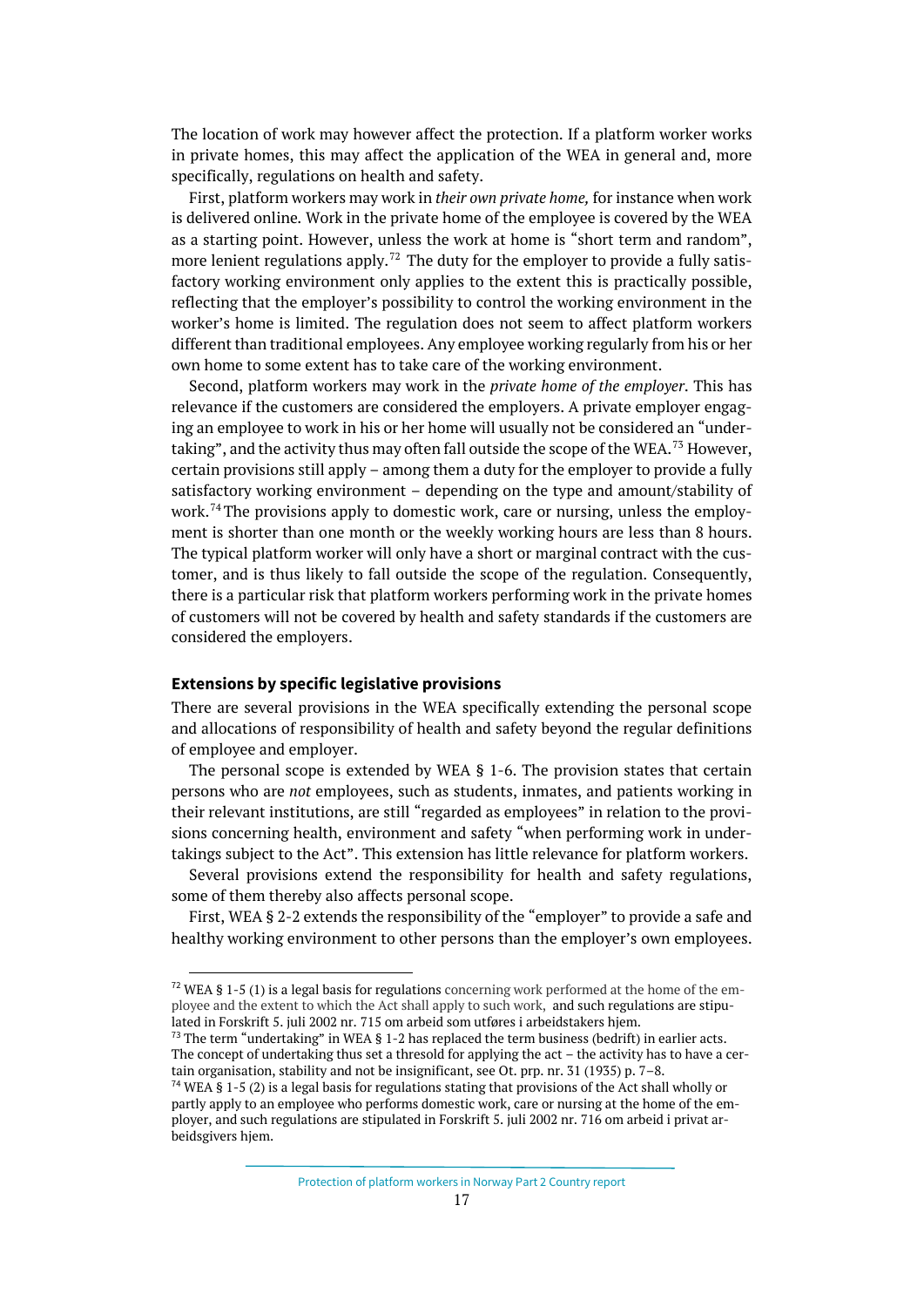The location of work may however affect the protection. If a platform worker works in private homes, this may affect the application of the WEA in general and, more specifically, regulations on health and safety.

First, platform workers may work in *their own private home,* for instance when work is delivered online. Work in the private home of the employee is covered by the WEA as a starting point. However, unless the work at home is "short term and random", more lenient regulations apply.[72] The duty for the employer to provide a fully satisfactory working environment only applies to the extent this is practically possible, reflecting that the employer's possibility to control the working environment in the worker's home is limited. The regulation does not seem to affect platform workers different than traditional employees. Any employee working regularly from his or her own home to some extent has to take care of the working environment.

Second, platform workers may work in the *private home of the employer*. This has relevance if the customers are considered the employers. A private employer engaging an employee to work in his or her home will usually not be considered an "undertaking", and the activity thus may often fall outside the scope of the WEA.[73] However, certain provisions still apply – among them a duty for the employer to provide a fully satisfactory working environment – depending on the type and amount/stability of work.[74] The provisions apply to domestic work, care or nursing, unless the employment is shorter than one month or the weekly working hours are less than 8 hours. The typical platform worker will only have a short or marginal contract with the customer, and is thus likely to fall outside the scope of the regulation. Consequently, there is a particular risk that platform workers performing work in the private homes of customers will not be covered by health and safety standards if the customers are considered the employers.

### Extensions by specific legislative provisions

There are several provisions in the WEA specifically extending the personal scope and allocations of responsibility of health and safety beyond the regular definitions of employee and employer.

The personal scope is extended by WEA § 1-6. The provision states that certain persons who are *not* employees, such as students, inmates, and patients working in their relevant institutions, are still "regarded as employees" in relation to the provisions concerning health, environment and safety "when performing work in undertakings subject to the Act". This extension has little relevance for platform workers.

Several provisions extend the responsibility for health and safety regulations, some of them thereby also affects personal scope.

First, WEA § 2-2 extends the responsibility of the "employer" to provide a safe and healthy working environment to other persons than the employer's own employees.

---

[72] WEA § 1-5 (1) is a legal basis for regulations concerning work performed at the home of the employee and the extent to which the Act shall apply to such work, and such regulations are stipulated in Forskrift 5. juli 2002 nr. 715 om arbeid som utføres i arbeidstakers hjem.

[73] The term "undertaking" in WEA § 1-2 has replaced the term business (bedrift) in earlier acts. The concept of undertaking thus set a thresold for applying the act – the activity has to have a certain organisation, stability and not be insignificant, see Ot. prp. nr. 31 (1935) p. 7–8.

[74] WEA § 1-5 (2) is a legal basis for regulations stating that provisions of the Act shall wholly or partly apply to an employee who performs domestic work, care or nursing at the home of the employer, and such regulations are stipulated in Forskrift 5. juli 2002 nr. 716 om arbeid i privat arbeidsgivers hjem.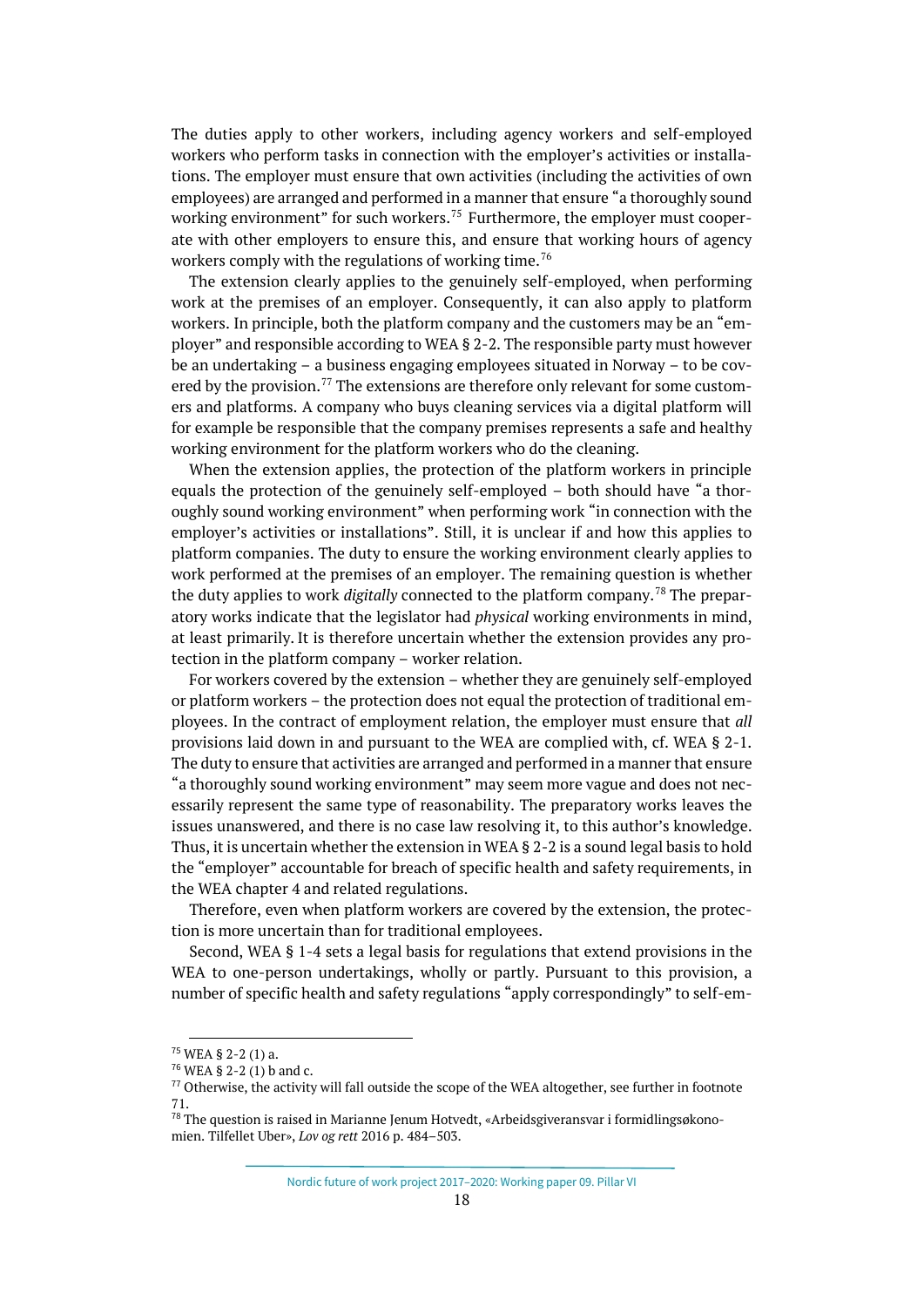The duties apply to other workers, including agency workers and self-employed workers who perform tasks in connection with the employer's activities or installations. The employer must ensure that own activities (including the activities of own employees) are arranged and performed in a manner that ensure "a thoroughly sound working environment" for such workers.[75] Furthermore, the employer must cooperate with other employers to ensure this, and ensure that working hours of agency workers comply with the regulations of working time.[76]

The extension clearly applies to the genuinely self-employed, when performing work at the premises of an employer. Consequently, it can also apply to platform workers. In principle, both the platform company and the customers may be an "employer" and responsible according to WEA § 2-2. The responsible party must however be an undertaking – a business engaging employees situated in Norway – to be covered by the provision.[77] The extensions are therefore only relevant for some customers and platforms. A company who buys cleaning services via a digital platform will for example be responsible that the company premises represents a safe and healthy working environment for the platform workers who do the cleaning.

When the extension applies, the protection of the platform workers in principle equals the protection of the genuinely self-employed – both should have "a thoroughly sound working environment" when performing work "in connection with the employer's activities or installations". Still, it is unclear if and how this applies to platform companies. The duty to ensure the working environment clearly applies to work performed at the premises of an employer. The remaining question is whether the duty applies to work *digitally* connected to the platform company.[78] The preparatory works indicate that the legislator had *physical* working environments in mind, at least primarily. It is therefore uncertain whether the extension provides any protection in the platform company – worker relation.

For workers covered by the extension – whether they are genuinely self-employed or platform workers – the protection does not equal the protection of traditional employees. In the contract of employment relation, the employer must ensure that *all* provisions laid down in and pursuant to the WEA are complied with, cf. WEA § 2-1. The duty to ensure that activities are arranged and performed in a manner that ensure "a thoroughly sound working environment" may seem more vague and does not necessarily represent the same type of reasonability. The preparatory works leaves the issues unanswered, and there is no case law resolving it, to this author's knowledge. Thus, it is uncertain whether the extension in WEA § 2-2 is a sound legal basis to hold the "employer" accountable for breach of specific health and safety requirements, in the WEA chapter 4 and related regulations.

Therefore, even when platform workers are covered by the extension, the protection is more uncertain than for traditional employees.

Second, WEA § 1-4 sets a legal basis for regulations that extend provisions in the WEA to one-person undertakings, wholly or partly. Pursuant to this provision, a number of specific health and safety regulations "apply correspondingly" to self-em-

---

[75] WEA § 2-2 (1) a.

[76] WEA § 2-2 (1) b and c.

[77] Otherwise, the activity will fall outside the scope of the WEA altogether, see further in footnote 71.

[78] The question is raised in Marianne Jenum Hotvedt, «Arbeidsgiveransvar i formidlingsøkonomien. Tilfellet Uber», *Lov og rett* 2016 p. 484–503.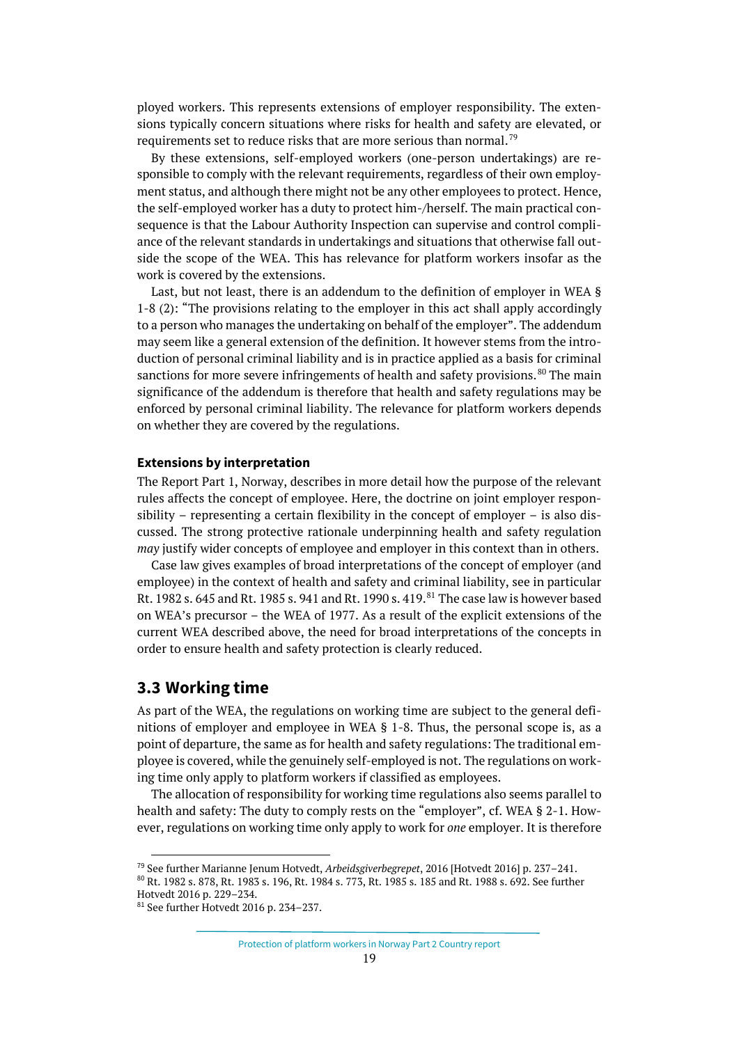ployed workers. This represents extensions of employer responsibility. The extensions typically concern situations where risks for health and safety are elevated, or requirements set to reduce risks that are more serious than normal.[79]

By these extensions, self-employed workers (one-person undertakings) are responsible to comply with the relevant requirements, regardless of their own employment status, and although there might not be any other employees to protect. Hence, the self-employed worker has a duty to protect him-/herself. The main practical consequence is that the Labour Authority Inspection can supervise and control compliance of the relevant standards in undertakings and situations that otherwise fall outside the scope of the WEA. This has relevance for platform workers insofar as the work is covered by the extensions.

Last, but not least, there is an addendum to the definition of employer in WEA § 1-8 (2): "The provisions relating to the employer in this act shall apply accordingly to a person who manages the undertaking on behalf of the employer". The addendum may seem like a general extension of the definition. It however stems from the introduction of personal criminal liability and is in practice applied as a basis for criminal sanctions for more severe infringements of health and safety provisions.[80] The main significance of the addendum is therefore that health and safety regulations may be enforced by personal criminal liability. The relevance for platform workers depends on whether they are covered by the regulations.

#### Extensions by interpretation

The Report Part 1, Norway, describes in more detail how the purpose of the relevant rules affects the concept of employee. Here, the doctrine on joint employer responsibility – representing a certain flexibility in the concept of employer – is also discussed. The strong protective rationale underpinning health and safety regulation *may* justify wider concepts of employee and employer in this context than in others.

Case law gives examples of broad interpretations of the concept of employer (and employee) in the context of health and safety and criminal liability, see in particular Rt. 1982 s. 645 and Rt. 1985 s. 941 and Rt. 1990 s. 419.[81] The case law is however based on WEA's precursor – the WEA of 1977. As a result of the explicit extensions of the current WEA described above, the need for broad interpretations of the concepts in order to ensure health and safety protection is clearly reduced.

## 3.3 Working time

As part of the WEA, the regulations on working time are subject to the general definitions of employer and employee in WEA § 1-8. Thus, the personal scope is, as a point of departure, the same as for health and safety regulations: The traditional employee is covered, while the genuinely self-employed is not. The regulations on working time only apply to platform workers if classified as employees.

The allocation of responsibility for working time regulations also seems parallel to health and safety: The duty to comply rests on the "employer", cf. WEA § 2-1. However, regulations on working time only apply to work for *one* employer. It is therefore

---

[79] See further Marianne Jenum Hotvedt, *Arbeidsgiverbegrepet*, 2016 [Hotvedt 2016] p. 237–241.

[80] Rt. 1982 s. 878, Rt. 1983 s. 196, Rt. 1984 s. 773, Rt. 1985 s. 185 and Rt. 1988 s. 692. See further Hotvedt 2016 p. 229–234.

[81] See further Hotvedt 2016 p. 234–237.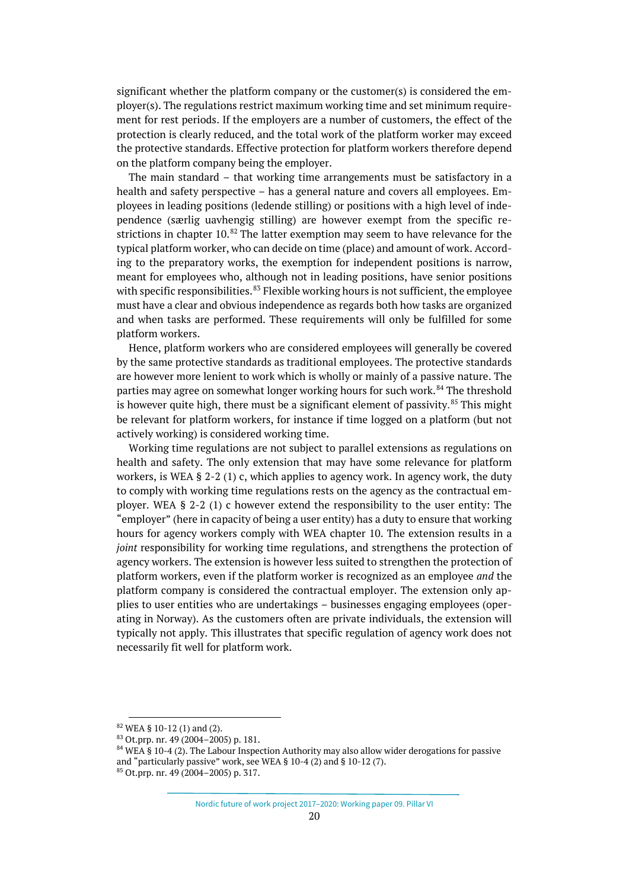significant whether the platform company or the customer(s) is considered the employer(s). The regulations restrict maximum working time and set minimum requirement for rest periods. If the employers are a number of customers, the effect of the protection is clearly reduced, and the total work of the platform worker may exceed the protective standards. Effective protection for platform workers therefore depend on the platform company being the employer.

The main standard – that working time arrangements must be satisfactory in a health and safety perspective – has a general nature and covers all employees. Employees in leading positions (ledende stilling) or positions with a high level of independence (særlig uavhengig stilling) are however exempt from the specific restrictions in chapter 10.[82] The latter exemption may seem to have relevance for the typical platform worker, who can decide on time (place) and amount of work. According to the preparatory works, the exemption for independent positions is narrow, meant for employees who, although not in leading positions, have senior positions with specific responsibilities.[83] Flexible working hours is not sufficient, the employee must have a clear and obvious independence as regards both how tasks are organized and when tasks are performed. These requirements will only be fulfilled for some platform workers.

Hence, platform workers who are considered employees will generally be covered by the same protective standards as traditional employees. The protective standards are however more lenient to work which is wholly or mainly of a passive nature. The parties may agree on somewhat longer working hours for such work.[84] The threshold is however quite high, there must be a significant element of passivity.[85] This might be relevant for platform workers, for instance if time logged on a platform (but not actively working) is considered working time.

Working time regulations are not subject to parallel extensions as regulations on health and safety. The only extension that may have some relevance for platform workers, is WEA § 2-2 (1) c, which applies to agency work. In agency work, the duty to comply with working time regulations rests on the agency as the contractual employer. WEA § 2-2 (1) c however extend the responsibility to the user entity: The "employer" (here in capacity of being a user entity) has a duty to ensure that working hours for agency workers comply with WEA chapter 10. The extension results in a *joint* responsibility for working time regulations, and strengthens the protection of agency workers. The extension is however less suited to strengthen the protection of platform workers, even if the platform worker is recognized as an employee *and* the platform company is considered the contractual employer. The extension only applies to user entities who are undertakings – businesses engaging employees (operating in Norway). As the customers often are private individuals, the extension will typically not apply. This illustrates that specific regulation of agency work does not necessarily fit well for platform work.

---

[82] WEA § 10-12 (1) and (2).

[83] Ot.prp. nr. 49 (2004–2005) p. 181.

[84] WEA § 10-4 (2). The Labour Inspection Authority may also allow wider derogations for passive and "particularly passive" work, see WEA § 10-4 (2) and § 10-12 (7).

[85] Ot.prp. nr. 49 (2004–2005) p. 317.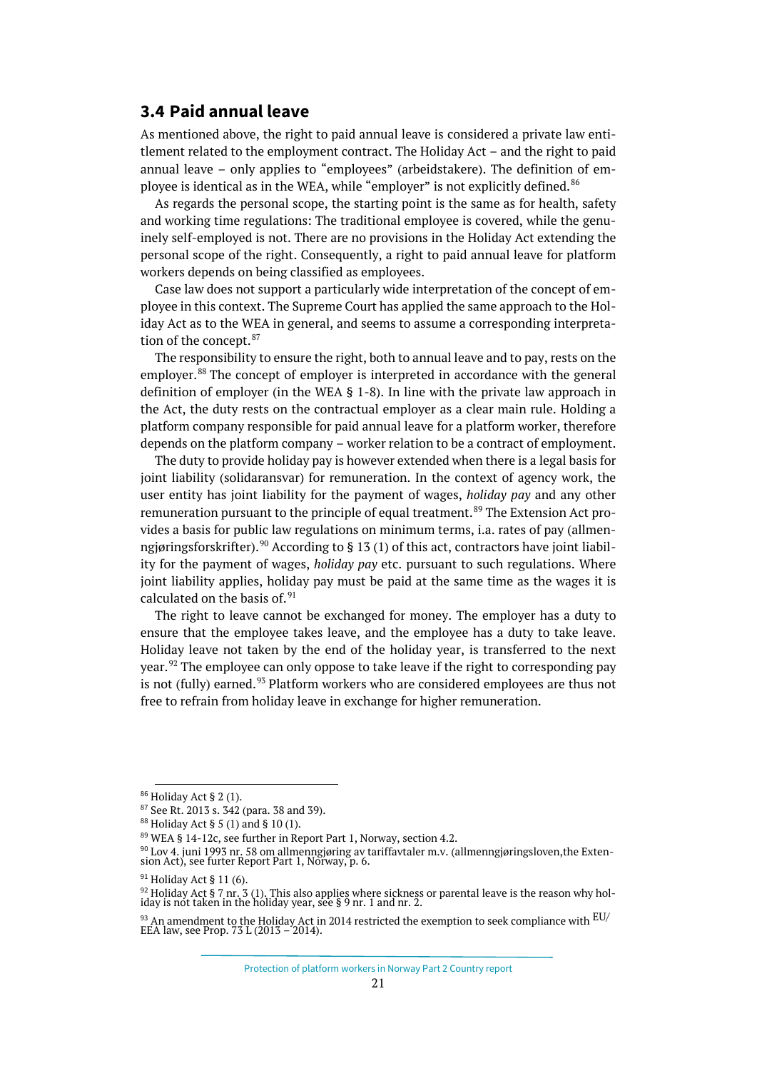## 3.4 Paid annual leave

As mentioned above, the right to paid annual leave is considered a private law entitlement related to the employment contract. The Holiday Act – and the right to paid annual leave – only applies to "employees" (arbeidstakere). The definition of employee is identical as in the WEA, while "employer" is not explicitly defined.[86]

As regards the personal scope, the starting point is the same as for health, safety and working time regulations: The traditional employee is covered, while the genuinely self-employed is not. There are no provisions in the Holiday Act extending the personal scope of the right. Consequently, a right to paid annual leave for platform workers depends on being classified as employees.

Case law does not support a particularly wide interpretation of the concept of employee in this context. The Supreme Court has applied the same approach to the Holiday Act as to the WEA in general, and seems to assume a corresponding interpretation of the concept.[87]

The responsibility to ensure the right, both to annual leave and to pay, rests on the employer.[88] The concept of employer is interpreted in accordance with the general definition of employer (in the WEA § 1-8). In line with the private law approach in the Act, the duty rests on the contractual employer as a clear main rule. Holding a platform company responsible for paid annual leave for a platform worker, therefore depends on the platform company – worker relation to be a contract of employment.

The duty to provide holiday pay is however extended when there is a legal basis for joint liability (solidaransvar) for remuneration. In the context of agency work, the user entity has joint liability for the payment of wages, *holiday pay* and any other remuneration pursuant to the principle of equal treatment.[89] The Extension Act provides a basis for public law regulations on minimum terms, i.a. rates of pay (allmenngjøringsforskrifter).[90] According to § 13 (1) of this act, contractors have joint liability for the payment of wages, *holiday pay* etc. pursuant to such regulations. Where joint liability applies, holiday pay must be paid at the same time as the wages it is calculated on the basis of.[91]

The right to leave cannot be exchanged for money. The employer has a duty to ensure that the employee takes leave, and the employee has a duty to take leave. Holiday leave not taken by the end of the holiday year, is transferred to the next year.[92] The employee can only oppose to take leave if the right to corresponding pay is not (fully) earned.[93] Platform workers who are considered employees are thus not free to refrain from holiday leave in exchange for higher remuneration.

---

[86] Holiday Act § 2 (1).

[87] See Rt. 2013 s. 342 (para. 38 and 39).

[88] Holiday Act § 5 (1) and § 10 (1).

[89] WEA § 14-12c, see further in Report Part 1, Norway, section 4.2.

[90] Lov 4. juni 1993 nr. 58 om allmenngjøring av tariffavtaler m.v. (allmenngjøringsloven,the Extension Act), see furter Report Part 1, Norway, p. 6.

[91] Holiday Act § 11 (6).

[92] Holiday Act § 7 nr. 3 (1). This also applies where sickness or parental leave is the reason why holiday is not taken in the holiday year, see § 9 nr. 1 and nr. 2.

[93] An amendment to the Holiday Act in 2014 restricted the exemption to seek compliance with EU/EEA law, see Prop. 73 L (2013 – 2014).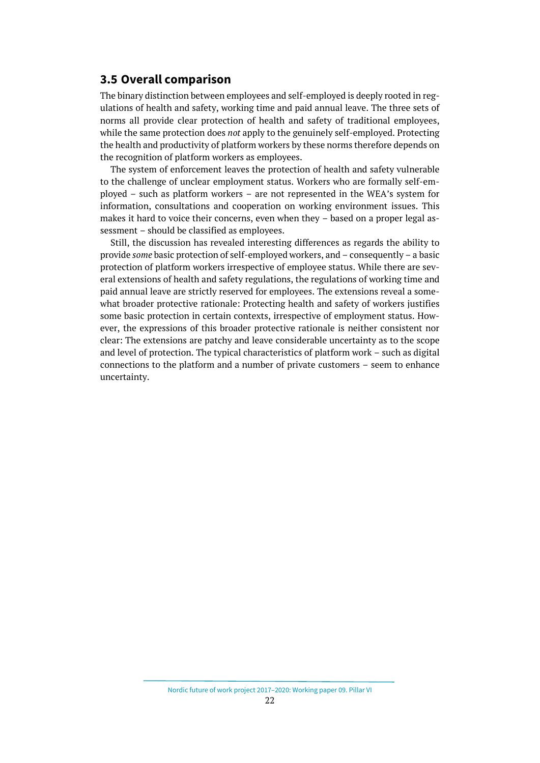## 3.5 Overall comparison

The binary distinction between employees and self-employed is deeply rooted in regulations of health and safety, working time and paid annual leave. The three sets of norms all provide clear protection of health and safety of traditional employees, while the same protection does *not* apply to the genuinely self-employed. Protecting the health and productivity of platform workers by these norms therefore depends on the recognition of platform workers as employees.

The system of enforcement leaves the protection of health and safety vulnerable to the challenge of unclear employment status. Workers who are formally self-employed – such as platform workers – are not represented in the WEA's system for information, consultations and cooperation on working environment issues. This makes it hard to voice their concerns, even when they – based on a proper legal assessment – should be classified as employees.

Still, the discussion has revealed interesting differences as regards the ability to provide *some* basic protection of self-employed workers, and – consequently – a basic protection of platform workers irrespective of employee status. While there are several extensions of health and safety regulations, the regulations of working time and paid annual leave are strictly reserved for employees. The extensions reveal a somewhat broader protective rationale: Protecting health and safety of workers justifies some basic protection in certain contexts, irrespective of employment status. However, the expressions of this broader protective rationale is neither consistent nor clear: The extensions are patchy and leave considerable uncertainty as to the scope and level of protection. The typical characteristics of platform work – such as digital connections to the platform and a number of private customers – seem to enhance uncertainty.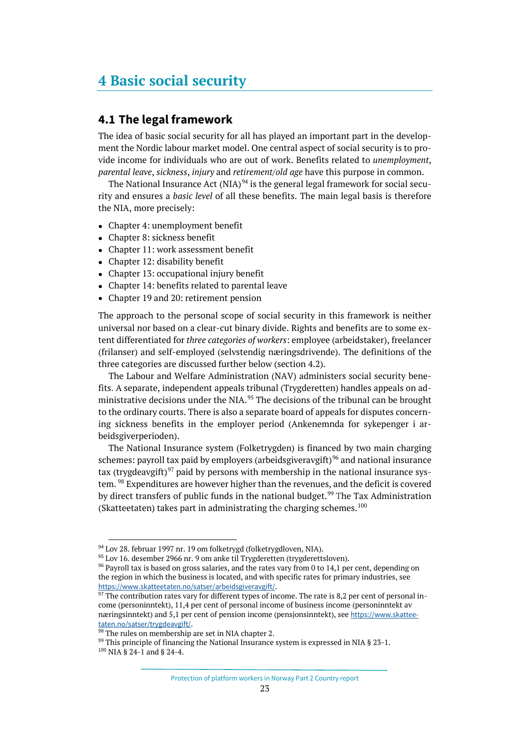# 4 Basic social security

## 4.1 The legal framework

The idea of basic social security for all has played an important part in the development the Nordic labour market model. One central aspect of social security is to provide income for individuals who are out of work. Benefits related to *unemployment*, *parental leave*, *sickness*, *injury* and *retirement/old age* have this purpose in common.

The National Insurance Act (NIA)[94] is the general legal framework for social security and ensures a *basic level* of all these benefits. The main legal basis is therefore the NIA, more precisely:

- Chapter 4: unemployment benefit
- Chapter 8: sickness benefit
- Chapter 11: work assessment benefit
- Chapter 12: disability benefit
- Chapter 13: occupational injury benefit
- Chapter 14: benefits related to parental leave
- Chapter 19 and 20: retirement pension

The approach to the personal scope of social security in this framework is neither universal nor based on a clear-cut binary divide. Rights and benefits are to some extent differentiated for *three categories of workers*: employee (arbeidstaker), freelancer (frilanser) and self-employed (selvstendig næringsdrivende). The definitions of the three categories are discussed further below (section 4.2).

The Labour and Welfare Administration (NAV) administers social security benefits. A separate, independent appeals tribunal (Trygderetten) handles appeals on administrative decisions under the NIA.[95] The decisions of the tribunal can be brought to the ordinary courts. There is also a separate board of appeals for disputes concerning sickness benefits in the employer period (Ankenemnda for sykepenger i arbeidsgiverperioden).

The National Insurance system (Folketrygden) is financed by two main charging schemes: payroll tax paid by employers (arbeidsgiveravgift)[96] and national insurance tax (trygdeavgift)[97] paid by persons with membership in the national insurance system. [98] Expenditures are however higher than the revenues, and the deficit is covered by direct transfers of public funds in the national budget.[99] The Tax Administration (Skatteetaten) takes part in administrating the charging schemes.[100]

---

[94] Lov 28. februar 1997 nr. 19 om folketrygd (folketrygdloven, NIA).

[95] Lov 16. desember 2966 nr. 9 om anke til Trygderetten (trygderettsloven).

[96] Payroll tax is based on gross salaries, and the rates vary from 0 to 14,1 per cent, depending on the region in which the business is located, and with specific rates for primary industries, see https://www.skatteetaten.no/satser/arbeidsgiveravgift/.

[97] The contribution rates vary for different types of income. The rate is 8,2 per cent of personal income (personinntekt), 11,4 per cent of personal income of business income (personinntekt av næringsinntekt) and 5,1 per cent of pension income (pensjonsinntekt), see https://www.skatteetaten.no/satser/trygdeavgift/.

[98] The rules on membership are set in NIA chapter 2.

[99] This principle of financing the National Insurance system is expressed in NIA § 23-1.

[100] NIA § 24-1 and § 24-4.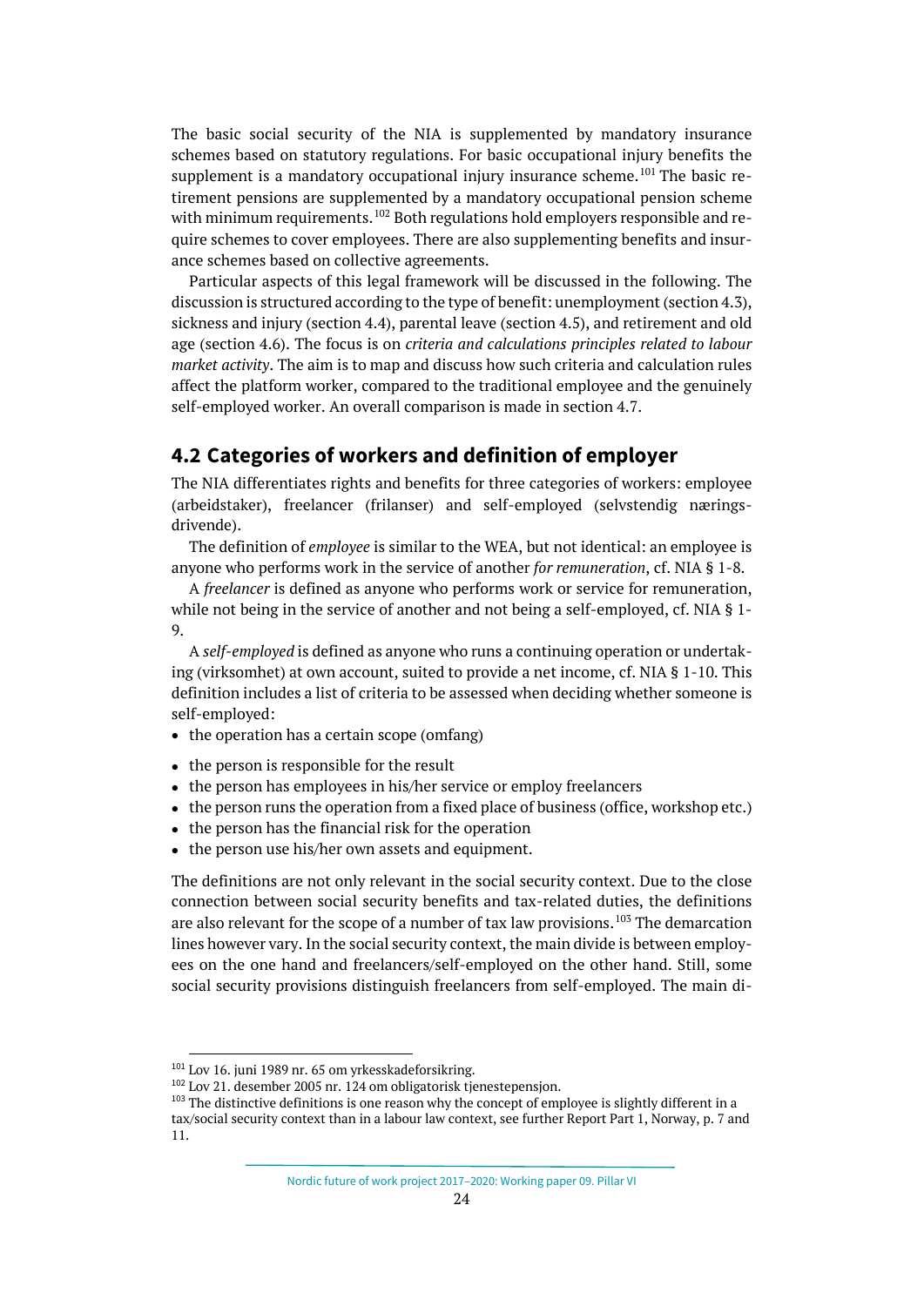The basic social security of the NIA is supplemented by mandatory insurance schemes based on statutory regulations. For basic occupational injury benefits the supplement is a mandatory occupational injury insurance scheme.[101] The basic retirement pensions are supplemented by a mandatory occupational pension scheme with minimum requirements.[102] Both regulations hold employers responsible and require schemes to cover employees. There are also supplementing benefits and insurance schemes based on collective agreements.

Particular aspects of this legal framework will be discussed in the following. The discussion is structured according to the type of benefit: unemployment (section 4.3), sickness and injury (section 4.4), parental leave (section 4.5), and retirement and old age (section 4.6). The focus is on *criteria and calculations principles related to labour market activity*. The aim is to map and discuss how such criteria and calculation rules affect the platform worker, compared to the traditional employee and the genuinely self-employed worker. An overall comparison is made in section 4.7.

## 4.2 Categories of workers and definition of employer

The NIA differentiates rights and benefits for three categories of workers: employee (arbeidstaker), freelancer (frilanser) and self-employed (selvstendig næringsdrivende).

The definition of *employee* is similar to the WEA, but not identical: an employee is anyone who performs work in the service of another *for remuneration*, cf. NIA § 1-8.

A *freelancer* is defined as anyone who performs work or service for remuneration, while not being in the service of another and not being a self-employed, cf. NIA § 1-9.

A *self-employed* is defined as anyone who runs a continuing operation or undertaking (virksomhet) at own account, suited to provide a net income, cf. NIA § 1-10. This definition includes a list of criteria to be assessed when deciding whether someone is self-employed:

- the operation has a certain scope (omfang)
- the person is responsible for the result
- the person has employees in his/her service or employ freelancers
- the person runs the operation from a fixed place of business (office, workshop etc.)
- the person has the financial risk for the operation
- the person use his/her own assets and equipment.

The definitions are not only relevant in the social security context. Due to the close connection between social security benefits and tax-related duties, the definitions are also relevant for the scope of a number of tax law provisions.[103] The demarcation lines however vary. In the social security context, the main divide is between employees on the one hand and freelancers/self-employed on the other hand. Still, some social security provisions distinguish freelancers from self-employed. The main di-

---

[101] Lov 16. juni 1989 nr. 65 om yrkesskadeforsikring.

[102] Lov 21. desember 2005 nr. 124 om obligatorisk tjenestepensjon.

[103] The distinctive definitions is one reason why the concept of employee is slightly different in a tax/social security context than in a labour law context, see further Report Part 1, Norway, p. 7 and 11.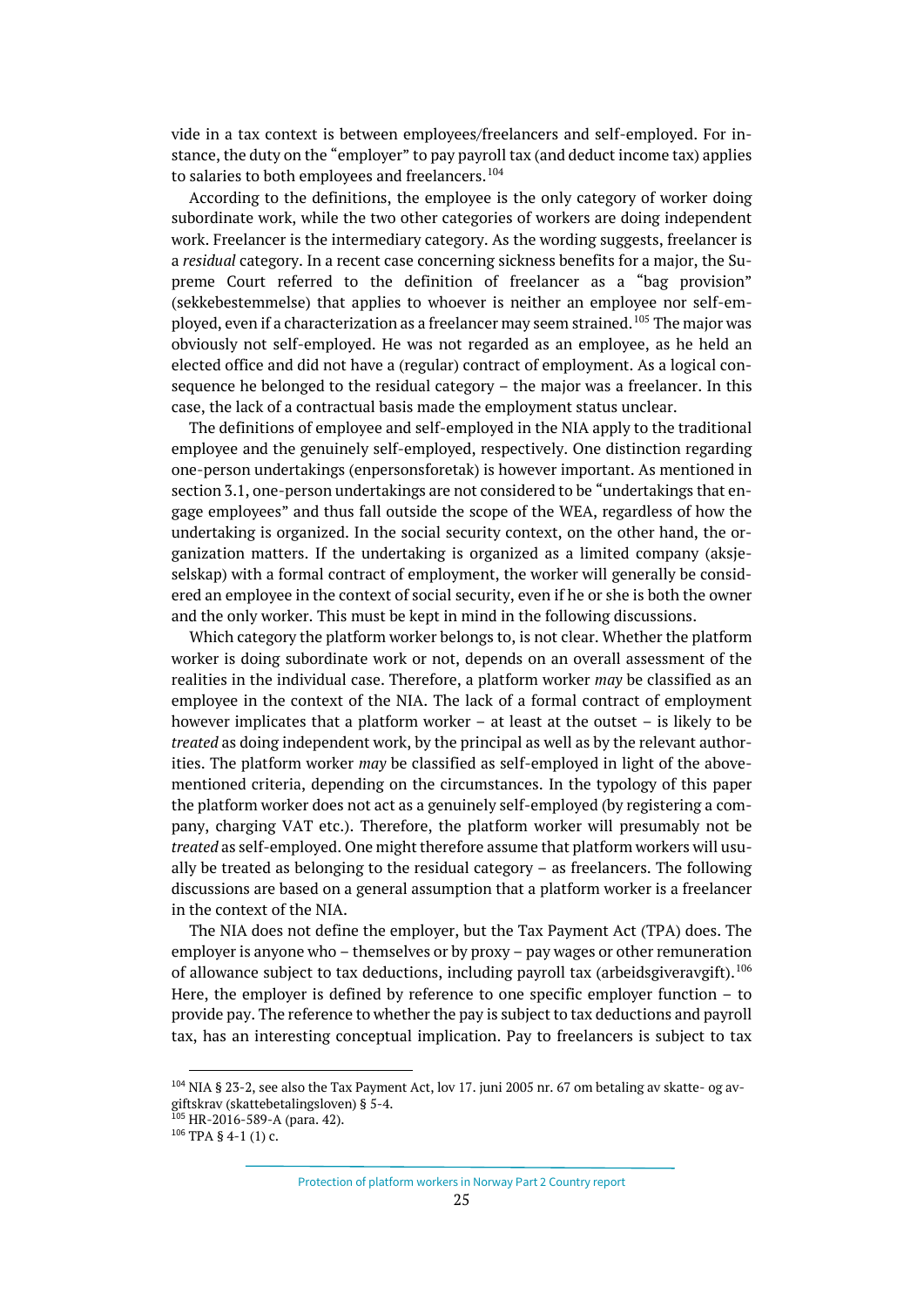vide in a tax context is between employees/freelancers and self-employed. For instance, the duty on the "employer" to pay payroll tax (and deduct income tax) applies to salaries to both employees and freelancers.[104]

According to the definitions, the employee is the only category of worker doing subordinate work, while the two other categories of workers are doing independent work. Freelancer is the intermediary category. As the wording suggests, freelancer is a *residual* category. In a recent case concerning sickness benefits for a major, the Supreme Court referred to the definition of freelancer as a "bag provision" (sekkebestemmelse) that applies to whoever is neither an employee nor self-employed, even if a characterization as a freelancer may seem strained.[105] The major was obviously not self-employed. He was not regarded as an employee, as he held an elected office and did not have a (regular) contract of employment. As a logical consequence he belonged to the residual category – the major was a freelancer. In this case, the lack of a contractual basis made the employment status unclear.

The definitions of employee and self-employed in the NIA apply to the traditional employee and the genuinely self-employed, respectively. One distinction regarding one-person undertakings (enpersonsforetak) is however important. As mentioned in section 3.1, one-person undertakings are not considered to be "undertakings that engage employees" and thus fall outside the scope of the WEA, regardless of how the undertaking is organized. In the social security context, on the other hand, the organization matters. If the undertaking is organized as a limited company (aksjeselskap) with a formal contract of employment, the worker will generally be considered an employee in the context of social security, even if he or she is both the owner and the only worker. This must be kept in mind in the following discussions.

Which category the platform worker belongs to, is not clear. Whether the platform worker is doing subordinate work or not, depends on an overall assessment of the realities in the individual case. Therefore, a platform worker *may* be classified as an employee in the context of the NIA. The lack of a formal contract of employment however implicates that a platform worker – at least at the outset – is likely to be *treated* as doing independent work, by the principal as well as by the relevant authorities. The platform worker *may* be classified as self-employed in light of the above-mentioned criteria, depending on the circumstances. In the typology of this paper the platform worker does not act as a genuinely self-employed (by registering a company, charging VAT etc.). Therefore, the platform worker will presumably not be *treated* as self-employed. One might therefore assume that platform workers will usually be treated as belonging to the residual category – as freelancers. The following discussions are based on a general assumption that a platform worker is a freelancer in the context of the NIA.

The NIA does not define the employer, but the Tax Payment Act (TPA) does. The employer is anyone who – themselves or by proxy – pay wages or other remuneration of allowance subject to tax deductions, including payroll tax (arbeidsgiveravgift).[106] Here, the employer is defined by reference to one specific employer function – to provide pay. The reference to whether the pay is subject to tax deductions and payroll tax, has an interesting conceptual implication. Pay to freelancers is subject to tax

---

[104] NIA § 23-2, see also the Tax Payment Act, lov 17. juni 2005 nr. 67 om betaling av skatte- og avgiftskrav (skattebetalingsloven) § 5-4.

[105] HR-2016-589-A (para. 42).

[106] TPA § 4-1 (1) c.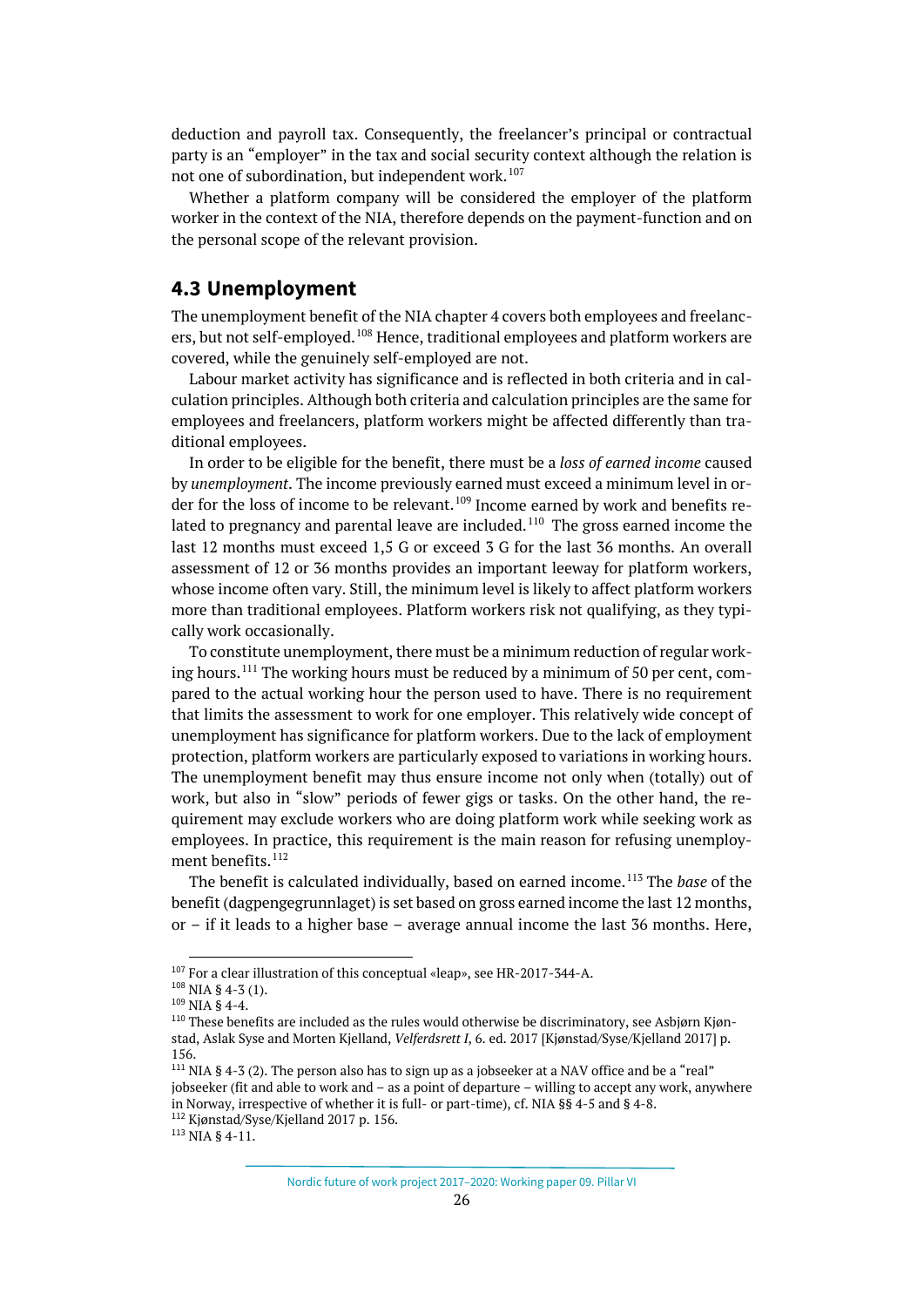deduction and payroll tax. Consequently, the freelancer's principal or contractual party is an "employer" in the tax and social security context although the relation is not one of subordination, but independent work.[107]

Whether a platform company will be considered the employer of the platform worker in the context of the NIA, therefore depends on the payment-function and on the personal scope of the relevant provision.

## 4.3 Unemployment

The unemployment benefit of the NIA chapter 4 covers both employees and freelancers, but not self-employed.[108] Hence, traditional employees and platform workers are covered, while the genuinely self-employed are not.

Labour market activity has significance and is reflected in both criteria and in calculation principles. Although both criteria and calculation principles are the same for employees and freelancers, platform workers might be affected differently than traditional employees.

In order to be eligible for the benefit, there must be a *loss of earned income* caused by *unemployment*. The income previously earned must exceed a minimum level in order for the loss of income to be relevant.[109] Income earned by work and benefits related to pregnancy and parental leave are included.[110] The gross earned income the last 12 months must exceed 1,5 G or exceed 3 G for the last 36 months. An overall assessment of 12 or 36 months provides an important leeway for platform workers, whose income often vary. Still, the minimum level is likely to affect platform workers more than traditional employees. Platform workers risk not qualifying, as they typically work occasionally.

To constitute unemployment, there must be a minimum reduction of regular working hours.[111] The working hours must be reduced by a minimum of 50 per cent, compared to the actual working hour the person used to have. There is no requirement that limits the assessment to work for one employer. This relatively wide concept of unemployment has significance for platform workers. Due to the lack of employment protection, platform workers are particularly exposed to variations in working hours. The unemployment benefit may thus ensure income not only when (totally) out of work, but also in "slow" periods of fewer gigs or tasks. On the other hand, the requirement may exclude workers who are doing platform work while seeking work as employees. In practice, this requirement is the main reason for refusing unemployment benefits.[112]

The benefit is calculated individually, based on earned income.[113] The *base* of the benefit (dagpengegrunnlaget) is set based on gross earned income the last 12 months, or – if it leads to a higher base – average annual income the last 36 months. Here,

---

[107] For a clear illustration of this conceptual «leap», see HR-2017-344-A.

[108] NIA § 4-3 (1).

[109] NIA § 4-4.

[110] These benefits are included as the rules would otherwise be discriminatory, see Asbjørn Kjønstad, Aslak Syse and Morten Kjelland, *Velferdsrett I*, 6. ed. 2017 [Kjønstad/Syse/Kjelland 2017] p. 156.

[111] NIA § 4-3 (2). The person also has to sign up as a jobseeker at a NAV office and be a "real" jobseeker (fit and able to work and – as a point of departure – willing to accept any work, anywhere in Norway, irrespective of whether it is full- or part-time), cf. NIA §§ 4-5 and § 4-8.

[112] Kjønstad/Syse/Kjelland 2017 p. 156.

[113] NIA § 4-11.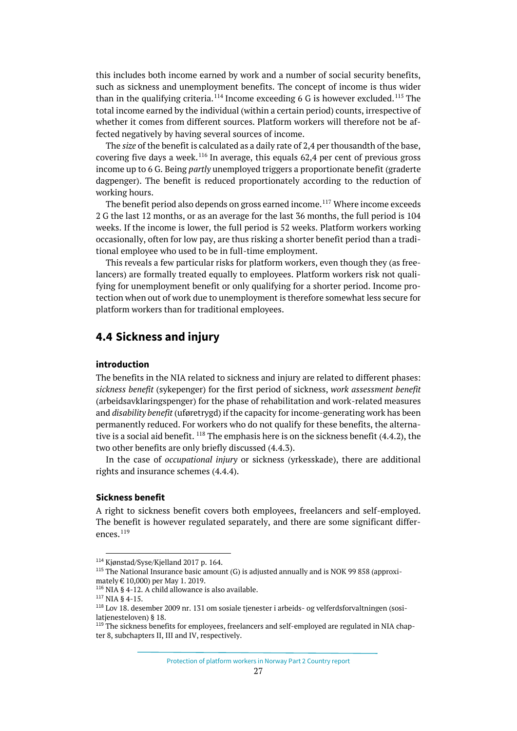this includes both income earned by work and a number of social security benefits, such as sickness and unemployment benefits. The concept of income is thus wider than in the qualifying criteria.[114] Income exceeding 6 G is however excluded.[115] The total income earned by the individual (within a certain period) counts, irrespective of whether it comes from different sources. Platform workers will therefore not be affected negatively by having several sources of income.

The *size* of the benefit is calculated as a daily rate of 2,4 per thousandth of the base, covering five days a week.[116] In average, this equals 62,4 per cent of previous gross income up to 6 G. Being *partly* unemployed triggers a proportionate benefit (graderte dagpenger). The benefit is reduced proportionately according to the reduction of working hours.

The benefit period also depends on gross earned income.[117] Where income exceeds 2 G the last 12 months, or as an average for the last 36 months, the full period is 104 weeks. If the income is lower, the full period is 52 weeks. Platform workers working occasionally, often for low pay, are thus risking a shorter benefit period than a traditional employee who used to be in full-time employment.

This reveals a few particular risks for platform workers, even though they (as freelancers) are formally treated equally to employees. Platform workers risk not qualifying for unemployment benefit or only qualifying for a shorter period. Income protection when out of work due to unemployment is therefore somewhat less secure for platform workers than for traditional employees.

## 4.4 Sickness and injury

#### introduction

The benefits in the NIA related to sickness and injury are related to different phases: *sickness benefit* (sykepenger) for the first period of sickness, *work assessment benefit* (arbeidsavklaringspenger) for the phase of rehabilitation and work-related measures and *disability benefit* (uføretrygd) if the capacity for income-generating work has been permanently reduced. For workers who do not qualify for these benefits, the alternative is a social aid benefit. [118] The emphasis here is on the sickness benefit (4.4.2), the two other benefits are only briefly discussed (4.4.3).

In the case of *occupational injury* or sickness (yrkesskade), there are additional rights and insurance schemes (4.4.4).

#### Sickness benefit

A right to sickness benefit covers both employees, freelancers and self-employed. The benefit is however regulated separately, and there are some significant differences.[119]

---

[114] Kjønstad/Syse/Kjelland 2017 p. 164.

[115] The National Insurance basic amount (G) is adjusted annually and is NOK 99 858 (approximately € 10,000) per May 1. 2019.

[116] NIA § 4-12. A child allowance is also available.

[117] NIA § 4-15.

[118] Lov 18. desember 2009 nr. 131 om sosiale tjenester i arbeids- og velferdsforvaltningen (sosialtjenesteloven) § 18.

[119] The sickness benefits for employees, freelancers and self-employed are regulated in NIA chapter 8, subchapters II, III and IV, respectively.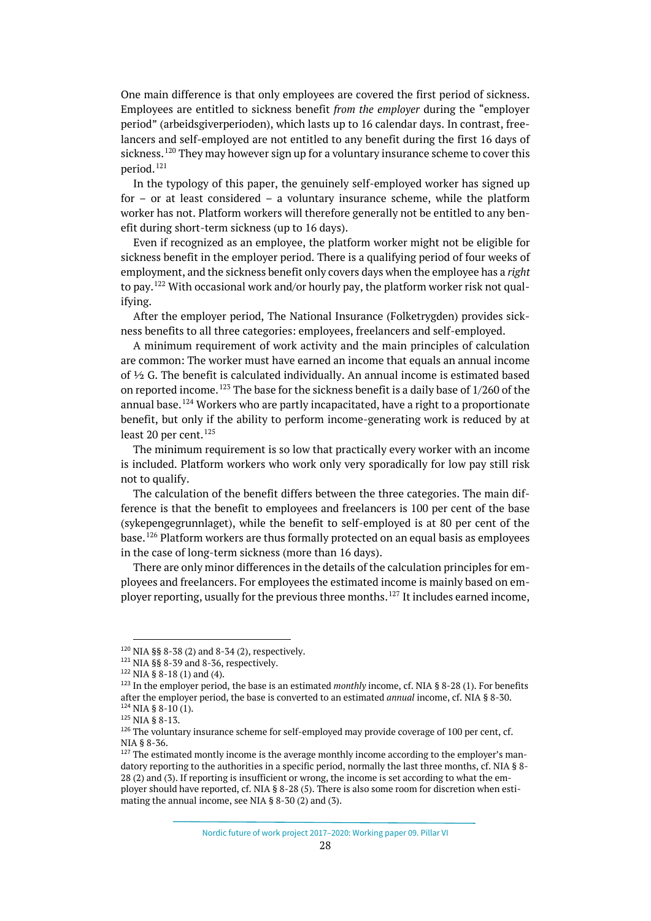One main difference is that only employees are covered the first period of sickness. Employees are entitled to sickness benefit *from the employer* during the "employer period" (arbeidsgiverperioden), which lasts up to 16 calendar days. In contrast, freelancers and self-employed are not entitled to any benefit during the first 16 days of sickness.[120] They may however sign up for a voluntary insurance scheme to cover this period.[121]

In the typology of this paper, the genuinely self-employed worker has signed up for – or at least considered – a voluntary insurance scheme, while the platform worker has not. Platform workers will therefore generally not be entitled to any benefit during short-term sickness (up to 16 days).

Even if recognized as an employee, the platform worker might not be eligible for sickness benefit in the employer period. There is a qualifying period of four weeks of employment, and the sickness benefit only covers days when the employee has a *right* to pay.[122] With occasional work and/or hourly pay, the platform worker risk not qualifying.

After the employer period, The National Insurance (Folketrygden) provides sickness benefits to all three categories: employees, freelancers and self-employed.

A minimum requirement of work activity and the main principles of calculation are common: The worker must have earned an income that equals an annual income of ½ G. The benefit is calculated individually. An annual income is estimated based on reported income.[123] The base for the sickness benefit is a daily base of 1/260 of the annual base.[124] Workers who are partly incapacitated, have a right to a proportionate benefit, but only if the ability to perform income-generating work is reduced by at least 20 per cent.[125]

The minimum requirement is so low that practically every worker with an income is included. Platform workers who work only very sporadically for low pay still risk not to qualify.

The calculation of the benefit differs between the three categories. The main difference is that the benefit to employees and freelancers is 100 per cent of the base (sykepengegrunnlaget), while the benefit to self-employed is at 80 per cent of the base.[126] Platform workers are thus formally protected on an equal basis as employees in the case of long-term sickness (more than 16 days).

There are only minor differences in the details of the calculation principles for employees and freelancers. For employees the estimated income is mainly based on employer reporting, usually for the previous three months.[127] It includes earned income,

---

[120] NIA §§ 8-38 (2) and 8-34 (2), respectively.

[121] NIA §§ 8-39 and 8-36, respectively.

[122] NIA § 8-18 (1) and (4).

[123] In the employer period, the base is an estimated *monthly* income, cf. NIA § 8-28 (1). For benefits after the employer period, the base is converted to an estimated *annual* income, cf. NIA § 8-30.

[124] NIA § 8-10 (1).

[125] NIA § 8-13.

[126] The voluntary insurance scheme for self-employed may provide coverage of 100 per cent, cf. NIA § 8-36.

[127] The estimated montly income is the average monthly income according to the employer's mandatory reporting to the authorities in a specific period, normally the last three months, cf. NIA § 8-28 (2) and (3). If reporting is insufficient or wrong, the income is set according to what the employer should have reported, cf. NIA § 8-28 (5). There is also some room for discretion when estimating the annual income, see NIA § 8-30 (2) and (3).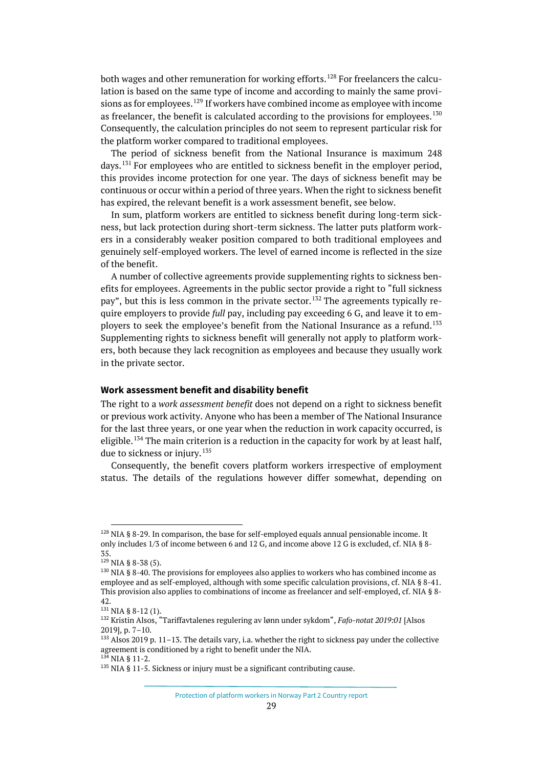both wages and other remuneration for working efforts.[128] For freelancers the calculation is based on the same type of income and according to mainly the same provisions as for employees.[129] If workers have combined income as employee with income as freelancer, the benefit is calculated according to the provisions for employees.[130] Consequently, the calculation principles do not seem to represent particular risk for the platform worker compared to traditional employees.

The period of sickness benefit from the National Insurance is maximum 248 days.[131] For employees who are entitled to sickness benefit in the employer period, this provides income protection for one year. The days of sickness benefit may be continuous or occur within a period of three years. When the right to sickness benefit has expired, the relevant benefit is a work assessment benefit, see below.

In sum, platform workers are entitled to sickness benefit during long-term sickness, but lack protection during short-term sickness. The latter puts platform workers in a considerably weaker position compared to both traditional employees and genuinely self-employed workers. The level of earned income is reflected in the size of the benefit.

A number of collective agreements provide supplementing rights to sickness benefits for employees. Agreements in the public sector provide a right to "full sickness pay", but this is less common in the private sector.[132] The agreements typically require employers to provide *full* pay, including pay exceeding 6 G, and leave it to employers to seek the employee's benefit from the National Insurance as a refund.[133] Supplementing rights to sickness benefit will generally not apply to platform workers, both because they lack recognition as employees and because they usually work in the private sector.

#### Work assessment benefit and disability benefit

The right to a *work assessment benefit* does not depend on a right to sickness benefit or previous work activity. Anyone who has been a member of The National Insurance for the last three years, or one year when the reduction in work capacity occurred, is eligible.[134] The main criterion is a reduction in the capacity for work by at least half, due to sickness or injury.[135]

Consequently, the benefit covers platform workers irrespective of employment status. The details of the regulations however differ somewhat, depending on

---

[128] NIA § 8-29. In comparison, the base for self-employed equals annual pensionable income. It only includes 1/3 of income between 6 and 12 G, and income above 12 G is excluded, cf. NIA § 8-35.

[129] NIA § 8-38 (5).

[130] NIA § 8-40. The provisions for employees also applies to workers who has combined income as employee and as self-employed, although with some specific calculation provisions, cf. NIA § 8-41. This provision also applies to combinations of income as freelancer and self-employed, cf. NIA § 8-42.

[131] NIA § 8-12 (1).

[132] Kristin Alsos, "Tariffavtalenes regulering av lønn under sykdom", *Fafo-notat 2019:01* [Alsos 2019], p. 7–10.

[133] Alsos 2019 p. 11–13. The details vary, i.a. whether the right to sickness pay under the collective agreement is conditioned by a right to benefit under the NIA.

[134] NIA § 11-2.

[135] NIA § 11-5. Sickness or injury must be a significant contributing cause.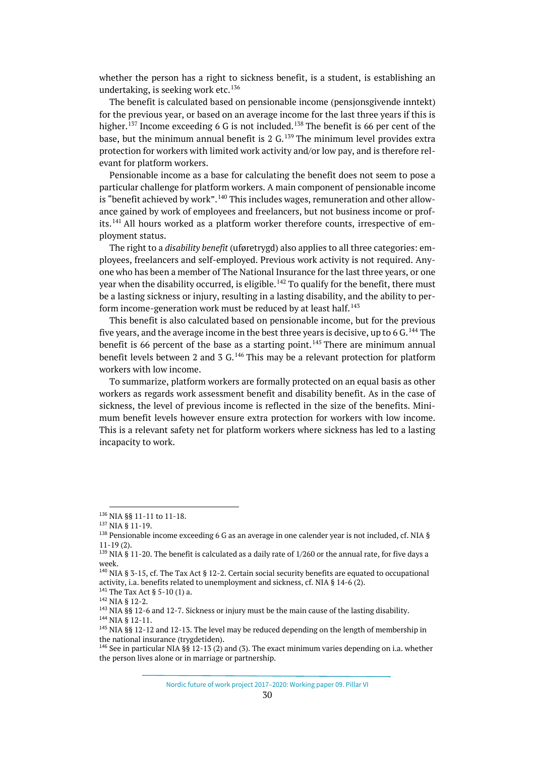whether the person has a right to sickness benefit, is a student, is establishing an undertaking, is seeking work etc.[136]

The benefit is calculated based on pensionable income (pensjonsgivende inntekt) for the previous year, or based on an average income for the last three years if this is higher.[137] Income exceeding 6 G is not included.[138] The benefit is 66 per cent of the base, but the minimum annual benefit is 2 G.[139] The minimum level provides extra protection for workers with limited work activity and/or low pay, and is therefore relevant for platform workers.

Pensionable income as a base for calculating the benefit does not seem to pose a particular challenge for platform workers. A main component of pensionable income is "benefit achieved by work".[140] This includes wages, remuneration and other allowance gained by work of employees and freelancers, but not business income or profits.[141] All hours worked as a platform worker therefore counts, irrespective of employment status.

The right to a *disability benefit* (uføretrygd) also applies to all three categories: employees, freelancers and self-employed. Previous work activity is not required. Anyone who has been a member of The National Insurance for the last three years, or one year when the disability occurred, is eligible.[142] To qualify for the benefit, there must be a lasting sickness or injury, resulting in a lasting disability, and the ability to perform income-generation work must be reduced by at least half.[143]

This benefit is also calculated based on pensionable income, but for the previous five years, and the average income in the best three years is decisive, up to 6 G.[144] The benefit is 66 percent of the base as a starting point.[145] There are minimum annual benefit levels between 2 and 3 G.[146] This may be a relevant protection for platform workers with low income.

To summarize, platform workers are formally protected on an equal basis as other workers as regards work assessment benefit and disability benefit. As in the case of sickness, the level of previous income is reflected in the size of the benefits. Minimum benefit levels however ensure extra protection for workers with low income. This is a relevant safety net for platform workers where sickness has led to a lasting incapacity to work.

---

[136] NIA §§ 11-11 to 11-18.

[137] NIA § 11-19.

[138] Pensionable income exceeding 6 G as an average in one calender year is not included, cf. NIA § 11-19 (2).

[139] NIA § 11-20. The benefit is calculated as a daily rate of 1/260 or the annual rate, for five days a week.

[140] NIA § 3-15, cf. The Tax Act § 12-2. Certain social security benefits are equated to occupational activity, i.a. benefits related to unemployment and sickness, cf. NIA § 14-6 (2).

[141] The Tax Act § 5-10 (1) a.

[142] NIA § 12-2.

[143] NIA §§ 12-6 and 12-7. Sickness or injury must be the main cause of the lasting disability.

[144] NIA § 12-11.

[145] NIA §§ 12-12 and 12-13. The level may be reduced depending on the length of membership in the national insurance (trygdetiden).

[146] See in particular NIA §§ 12-13 (2) and (3). The exact minimum varies depending on i.a. whether the person lives alone or in marriage or partnership.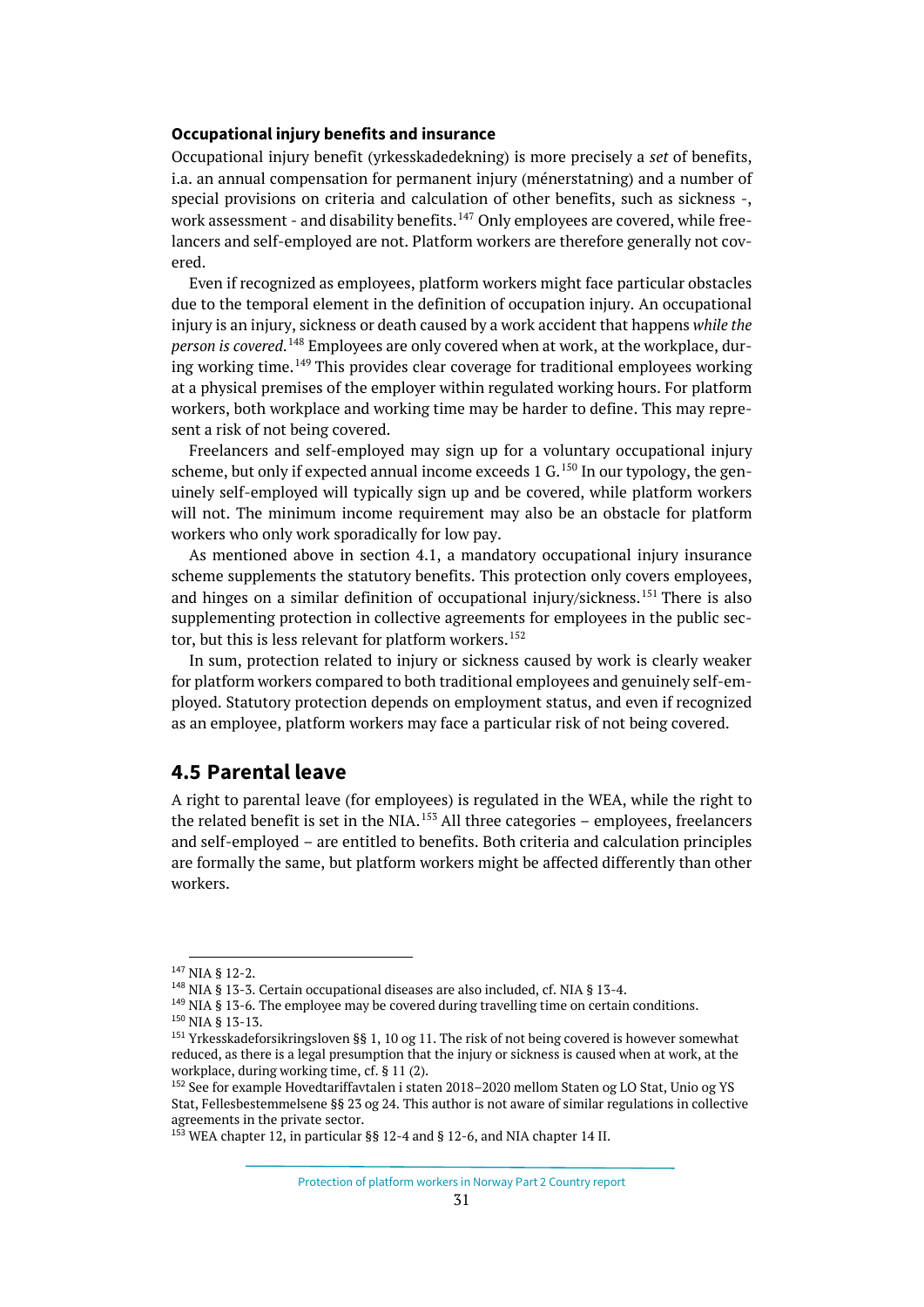### Occupational injury benefits and insurance

Occupational injury benefit (yrkesskadedekning) is more precisely a *set* of benefits, i.a. an annual compensation for permanent injury (ménerstatning) and a number of special provisions on criteria and calculation of other benefits, such as sickness -, work assessment - and disability benefits.[147] Only employees are covered, while freelancers and self-employed are not. Platform workers are therefore generally not covered.

Even if recognized as employees, platform workers might face particular obstacles due to the temporal element in the definition of occupation injury. An occupational injury is an injury, sickness or death caused by a work accident that happens *while the person is covered*.[148] Employees are only covered when at work, at the workplace, during working time.[149] This provides clear coverage for traditional employees working at a physical premises of the employer within regulated working hours. For platform workers, both workplace and working time may be harder to define. This may represent a risk of not being covered.

Freelancers and self-employed may sign up for a voluntary occupational injury scheme, but only if expected annual income exceeds 1 G.[150] In our typology, the genuinely self-employed will typically sign up and be covered, while platform workers will not. The minimum income requirement may also be an obstacle for platform workers who only work sporadically for low pay.

As mentioned above in section 4.1, a mandatory occupational injury insurance scheme supplements the statutory benefits. This protection only covers employees, and hinges on a similar definition of occupational injury/sickness.[151] There is also supplementing protection in collective agreements for employees in the public sector, but this is less relevant for platform workers.[152]

In sum, protection related to injury or sickness caused by work is clearly weaker for platform workers compared to both traditional employees and genuinely self-employed. Statutory protection depends on employment status, and even if recognized as an employee, platform workers may face a particular risk of not being covered.

## 4.5 Parental leave

A right to parental leave (for employees) is regulated in the WEA, while the right to the related benefit is set in the NIA.[153] All three categories – employees, freelancers and self-employed – are entitled to benefits. Both criteria and calculation principles are formally the same, but platform workers might be affected differently than other workers.

---

[147] NIA § 12-2.

[148] NIA § 13-3. Certain occupational diseases are also included, cf. NIA § 13-4.

[149] NIA § 13-6. The employee may be covered during travelling time on certain conditions.

[150] NIA § 13-13.

[151] Yrkesskadeforsikringsloven §§ 1, 10 og 11. The risk of not being covered is however somewhat reduced, as there is a legal presumption that the injury or sickness is caused when at work, at the workplace, during working time, cf. § 11 (2).

[152] See for example Hovedtariffavtalen i staten 2018–2020 mellom Staten og LO Stat, Unio og YS Stat, Fellesbestemmelsene §§ 23 og 24. This author is not aware of similar regulations in collective agreements in the private sector.

[153] WEA chapter 12, in particular §§ 12-4 and § 12-6, and NIA chapter 14 II.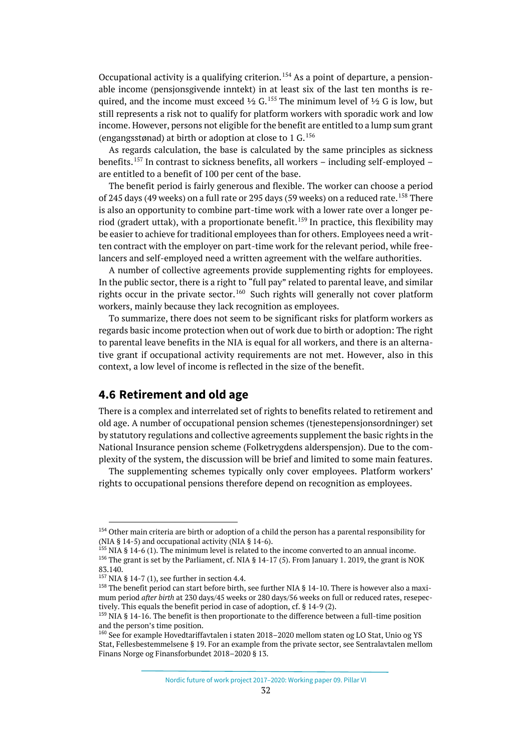Occupational activity is a qualifying criterion.[154] As a point of departure, a pensionable income (pensjonsgivende inntekt) in at least six of the last ten months is required, and the income must exceed ½ G.[155] The minimum level of ½ G is low, but still represents a risk not to qualify for platform workers with sporadic work and low income. However, persons not eligible for the benefit are entitled to a lump sum grant (engangsstønad) at birth or adoption at close to 1 G.[156]

As regards calculation, the base is calculated by the same principles as sickness benefits.[157] In contrast to sickness benefits, all workers – including self-employed – are entitled to a benefit of 100 per cent of the base.

The benefit period is fairly generous and flexible. The worker can choose a period of 245 days (49 weeks) on a full rate or 295 days (59 weeks) on a reduced rate.[158] There is also an opportunity to combine part-time work with a lower rate over a longer period (gradert uttak), with a proportionate benefit.[159] In practice, this flexibility may be easier to achieve for traditional employees than for others. Employees need a written contract with the employer on part-time work for the relevant period, while freelancers and self-employed need a written agreement with the welfare authorities.

A number of collective agreements provide supplementing rights for employees. In the public sector, there is a right to "full pay" related to parental leave, and similar rights occur in the private sector.[160] Such rights will generally not cover platform workers, mainly because they lack recognition as employees.

To summarize, there does not seem to be significant risks for platform workers as regards basic income protection when out of work due to birth or adoption: The right to parental leave benefits in the NIA is equal for all workers, and there is an alternative grant if occupational activity requirements are not met. However, also in this context, a low level of income is reflected in the size of the benefit.

## 4.6 Retirement and old age

There is a complex and interrelated set of rights to benefits related to retirement and old age. A number of occupational pension schemes (tjenestepensjonsordninger) set by statutory regulations and collective agreements supplement the basic rights in the National Insurance pension scheme (Folketrygdens alderspensjon). Due to the complexity of the system, the discussion will be brief and limited to some main features.

The supplementing schemes typically only cover employees. Platform workers' rights to occupational pensions therefore depend on recognition as employees.

---

[154] Other main criteria are birth or adoption of a child the person has a parental responsibility for (NIA § 14-5) and occupational activity (NIA § 14-6).

[155] NIA § 14-6 (1). The minimum level is related to the income converted to an annual income.

[156] The grant is set by the Parliament, cf. NIA § 14-17 (5). From January 1. 2019, the grant is NOK 83.140.

[157] NIA § 14-7 (1), see further in section 4.4.

[158] The benefit period can start before birth, see further NIA § 14-10. There is however also a maximum period *after birth* at 230 days/45 weeks or 280 days/56 weeks on full or reduced rates, resepectively. This equals the benefit period in case of adoption, cf. § 14-9 (2).

[159] NIA § 14-16. The benefit is then proportionate to the difference between a full-time position and the person's time position.

[160] See for example Hovedtariffavtalen i staten 2018–2020 mellom staten og LO Stat, Unio og YS Stat, Fellesbestemmelsene § 19. For an example from the private sector, see Sentralavtalen mellom Finans Norge og Finansforbundet 2018–2020 § 13.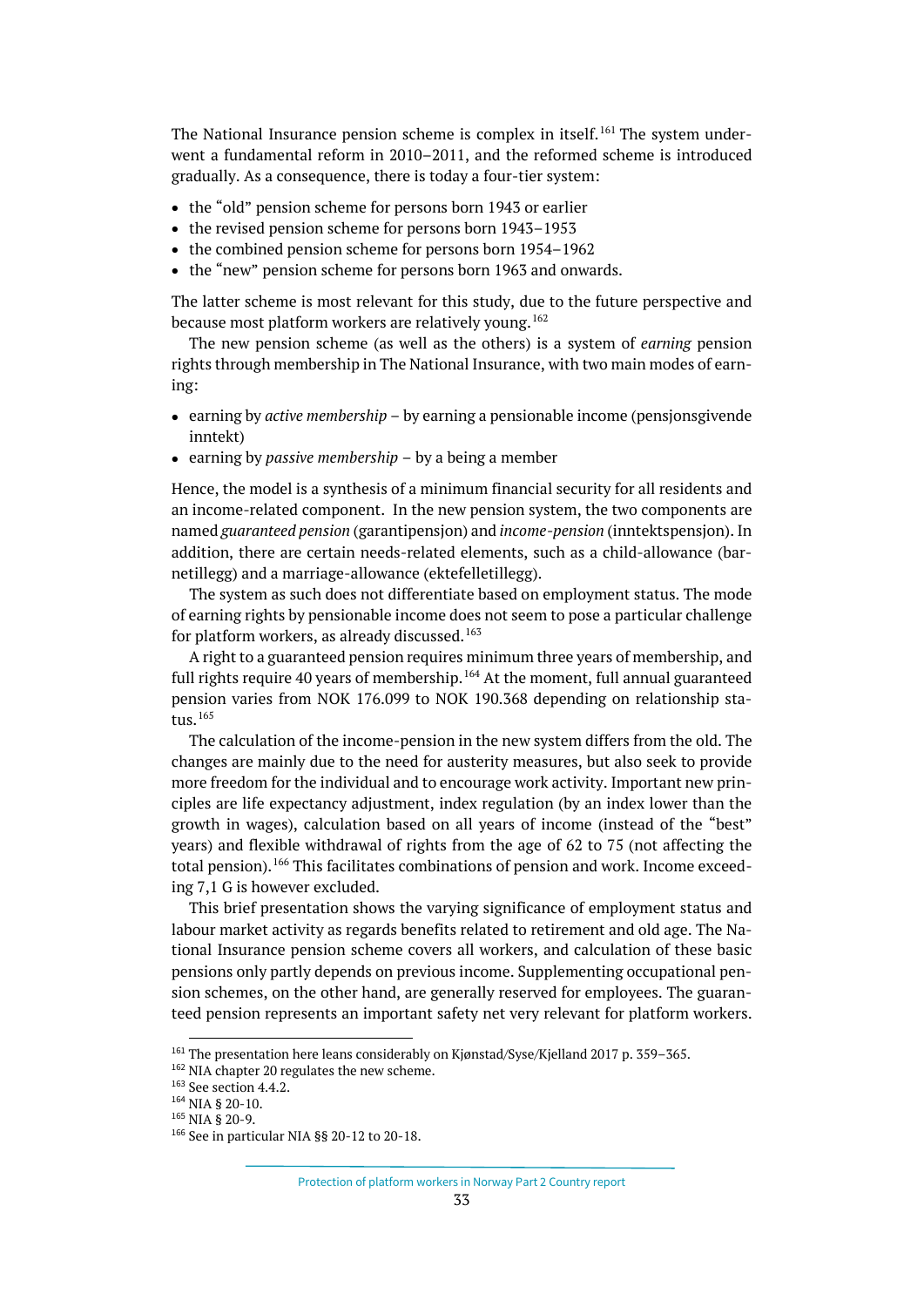The National Insurance pension scheme is complex in itself.[161] The system underwent a fundamental reform in 2010–2011, and the reformed scheme is introduced gradually. As a consequence, there is today a four-tier system:

- the "old" pension scheme for persons born 1943 or earlier
- the revised pension scheme for persons born 1943–1953
- the combined pension scheme for persons born 1954–1962
- the "new" pension scheme for persons born 1963 and onwards.

The latter scheme is most relevant for this study, due to the future perspective and because most platform workers are relatively young.[162]

The new pension scheme (as well as the others) is a system of *earning* pension rights through membership in The National Insurance, with two main modes of earning:

- earning by *active membership* – by earning a pensionable income (pensjonsgivende inntekt)
- earning by *passive membership* – by a being a member

Hence, the model is a synthesis of a minimum financial security for all residents and an income-related component. In the new pension system, the two components are named *guaranteed pension* (garantipensjon) and *income-pension* (inntektspensjon). In addition, there are certain needs-related elements, such as a child-allowance (barnetillegg) and a marriage-allowance (ektefelletillegg).

The system as such does not differentiate based on employment status. The mode of earning rights by pensionable income does not seem to pose a particular challenge for platform workers, as already discussed.[163]

A right to a guaranteed pension requires minimum three years of membership, and full rights require 40 years of membership.[164] At the moment, full annual guaranteed pension varies from NOK 176.099 to NOK 190.368 depending on relationship status.[165]

The calculation of the income-pension in the new system differs from the old. The changes are mainly due to the need for austerity measures, but also seek to provide more freedom for the individual and to encourage work activity. Important new principles are life expectancy adjustment, index regulation (by an index lower than the growth in wages), calculation based on all years of income (instead of the "best" years) and flexible withdrawal of rights from the age of 62 to 75 (not affecting the total pension).[166] This facilitates combinations of pension and work. Income exceeding 7,1 G is however excluded.

This brief presentation shows the varying significance of employment status and labour market activity as regards benefits related to retirement and old age. The National Insurance pension scheme covers all workers, and calculation of these basic pensions only partly depends on previous income. Supplementing occupational pension schemes, on the other hand, are generally reserved for employees. The guaranteed pension represents an important safety net very relevant for platform workers.

[161] The presentation here leans considerably on Kjønstad/Syse/Kjelland 2017 p. 359–365.
[162] NIA chapter 20 regulates the new scheme.
[163] See section 4.4.2.
[164] NIA § 20-10.
[165] NIA § 20-9.
[166] See in particular NIA §§ 20-12 to 20-18.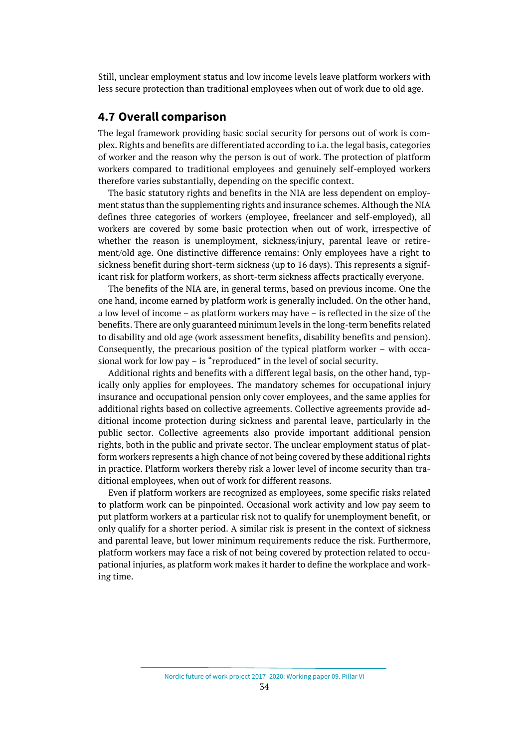Still, unclear employment status and low income levels leave platform workers with less secure protection than traditional employees when out of work due to old age.

## 4.7 Overall comparison

The legal framework providing basic social security for persons out of work is complex. Rights and benefits are differentiated according to i.a. the legal basis, categories of worker and the reason why the person is out of work. The protection of platform workers compared to traditional employees and genuinely self-employed workers therefore varies substantially, depending on the specific context.

The basic statutory rights and benefits in the NIA are less dependent on employment status than the supplementing rights and insurance schemes. Although the NIA defines three categories of workers (employee, freelancer and self-employed), all workers are covered by some basic protection when out of work, irrespective of whether the reason is unemployment, sickness/injury, parental leave or retirement/old age. One distinctive difference remains: Only employees have a right to sickness benefit during short-term sickness (up to 16 days). This represents a significant risk for platform workers, as short-term sickness affects practically everyone.

The benefits of the NIA are, in general terms, based on previous income. One the one hand, income earned by platform work is generally included. On the other hand, a low level of income – as platform workers may have – is reflected in the size of the benefits. There are only guaranteed minimum levels in the long-term benefits related to disability and old age (work assessment benefits, disability benefits and pension). Consequently, the precarious position of the typical platform worker – with occasional work for low pay – is "reproduced" in the level of social security.

Additional rights and benefits with a different legal basis, on the other hand, typically only applies for employees. The mandatory schemes for occupational injury insurance and occupational pension only cover employees, and the same applies for additional rights based on collective agreements. Collective agreements provide additional income protection during sickness and parental leave, particularly in the public sector. Collective agreements also provide important additional pension rights, both in the public and private sector. The unclear employment status of platform workers represents a high chance of not being covered by these additional rights in practice. Platform workers thereby risk a lower level of income security than traditional employees, when out of work for different reasons.

Even if platform workers are recognized as employees, some specific risks related to platform work can be pinpointed. Occasional work activity and low pay seem to put platform workers at a particular risk not to qualify for unemployment benefit, or only qualify for a shorter period. A similar risk is present in the context of sickness and parental leave, but lower minimum requirements reduce the risk. Furthermore, platform workers may face a risk of not being covered by protection related to occupational injuries, as platform work makes it harder to define the workplace and working time.